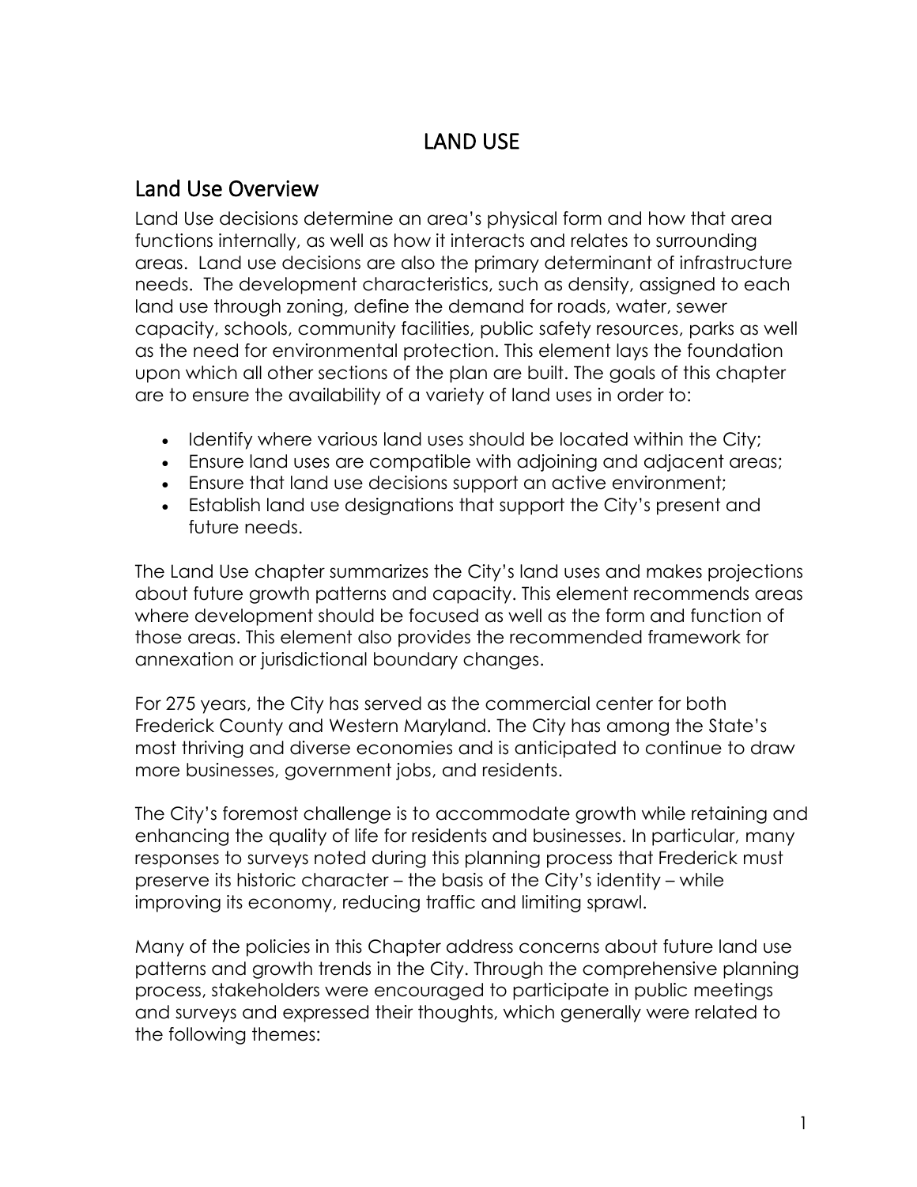# LAND USE

## Land Use Overview

Land Use decisions determine an area's physical form and how that area functions internally, as well as how it interacts and relates to surrounding areas. Land use decisions are also the primary determinant of infrastructure needs. The development characteristics, such as density, assigned to each land use through zoning, define the demand for roads, water, sewer capacity, schools, community facilities, public safety resources, parks as well as the need for environmental protection. This element lays the foundation upon which all other sections of the plan are built. The goals of this chapter are to ensure the availability of a variety of land uses in order to:

- Identify where various land uses should be located within the City;
- Ensure land uses are compatible with adjoining and adjacent areas;
- Ensure that land use decisions support an active environment;
- Establish land use designations that support the City's present and future needs.

The Land Use chapter summarizes the City's land uses and makes projections about future growth patterns and capacity. This element recommends areas where development should be focused as well as the form and function of those areas. This element also provides the recommended framework for annexation or jurisdictional boundary changes.

For 275 years, the City has served as the commercial center for both Frederick County and Western Maryland. The City has among the State's most thriving and diverse economies and is anticipated to continue to draw more businesses, government jobs, and residents.

The City's foremost challenge is to accommodate growth while retaining and enhancing the quality of life for residents and businesses. In particular, many responses to surveys noted during this planning process that Frederick must preserve its historic character – the basis of the City's identity – while improving its economy, reducing traffic and limiting sprawl.

Many of the policies in this Chapter address concerns about future land use patterns and growth trends in the City. Through the comprehensive planning process, stakeholders were encouraged to participate in public meetings and surveys and expressed their thoughts, which generally were related to the following themes: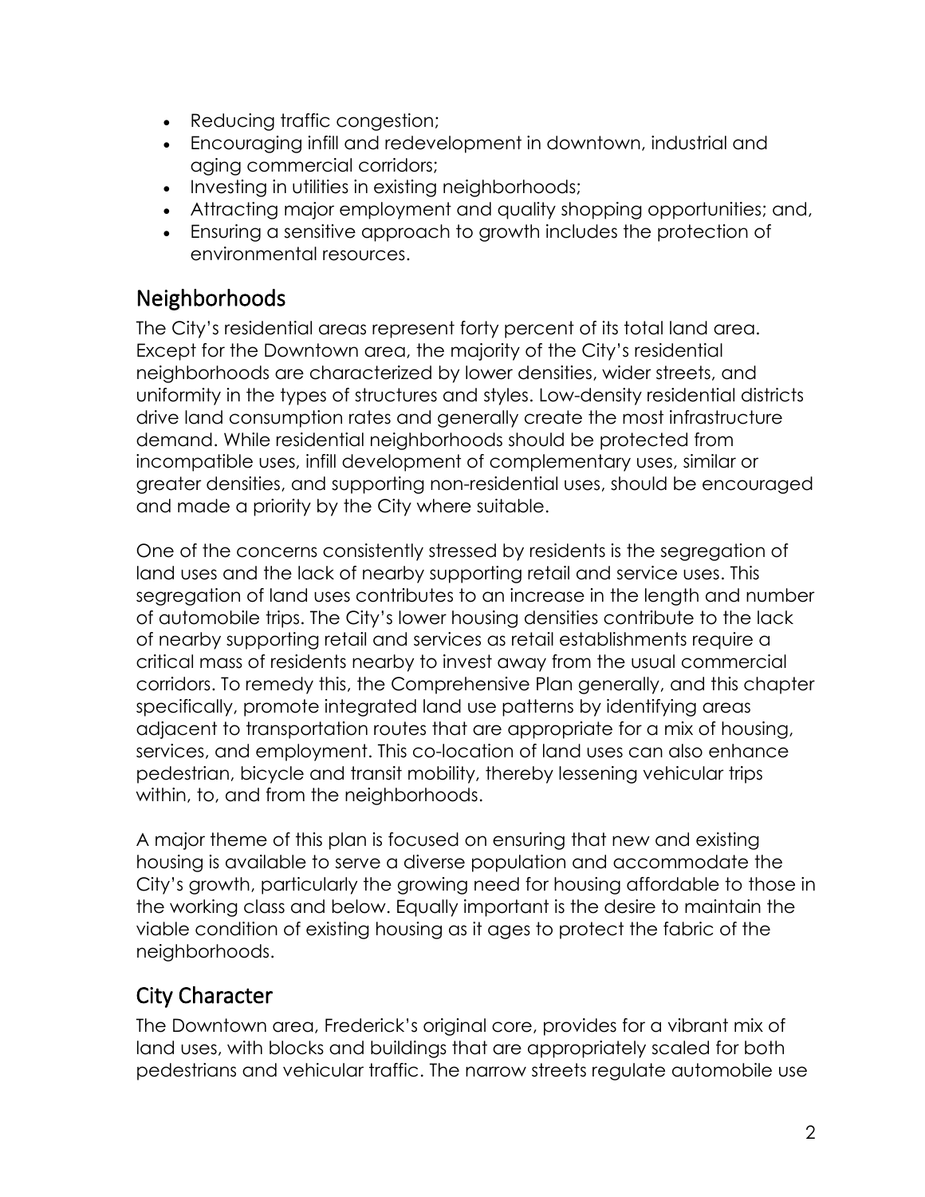- Reducing traffic congestion;
- Encouraging infill and redevelopment in downtown, industrial and aging commercial corridors;
- Investing in utilities in existing neighborhoods;
- Attracting major employment and quality shopping opportunities; and,
- Ensuring a sensitive approach to growth includes the protection of environmental resources.

## Neighborhoods

The City's residential areas represent forty percent of its total land area. Except for the Downtown area, the majority of the City's residential neighborhoods are characterized by lower densities, wider streets, and uniformity in the types of structures and styles. Low-density residential districts drive land consumption rates and generally create the most infrastructure demand. While residential neighborhoods should be protected from incompatible uses, infill development of complementary uses, similar or greater densities, and supporting non-residential uses, should be encouraged and made a priority by the City where suitable.

One of the concerns consistently stressed by residents is the segregation of land uses and the lack of nearby supporting retail and service uses. This segregation of land uses contributes to an increase in the length and number of automobile trips. The City's lower housing densities contribute to the lack of nearby supporting retail and services as retail establishments require a critical mass of residents nearby to invest away from the usual commercial corridors. To remedy this, the Comprehensive Plan generally, and this chapter specifically, promote integrated land use patterns by identifying areas adjacent to transportation routes that are appropriate for a mix of housing, services, and employment. This co-location of land uses can also enhance pedestrian, bicycle and transit mobility, thereby lessening vehicular trips within, to, and from the neighborhoods.

A major theme of this plan is focused on ensuring that new and existing housing is available to serve a diverse population and accommodate the City's growth, particularly the growing need for housing affordable to those in the working class and below. Equally important is the desire to maintain the viable condition of existing housing as it ages to protect the fabric of the neighborhoods.

## City Character

The Downtown area, Frederick's original core, provides for a vibrant mix of land uses, with blocks and buildings that are appropriately scaled for both pedestrians and vehicular traffic. The narrow streets regulate automobile use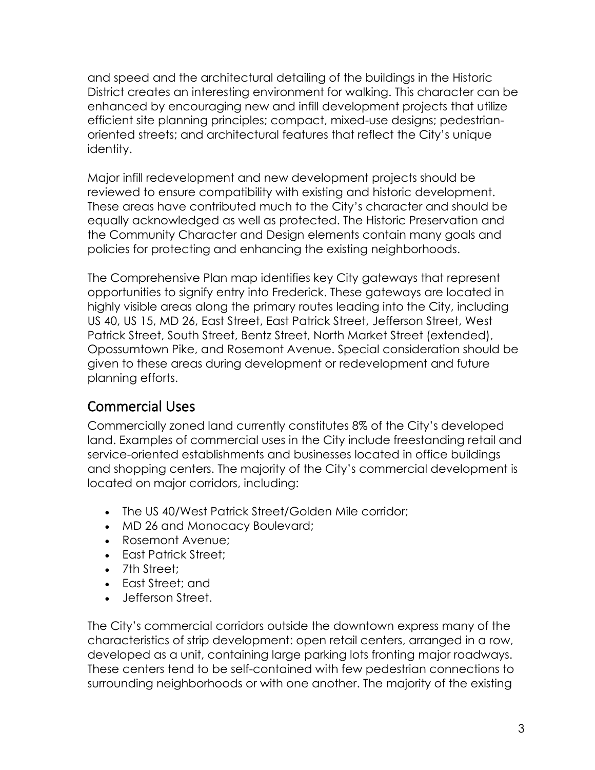and speed and the architectural detailing of the buildings in the Historic District creates an interesting environment for walking. This character can be enhanced by encouraging new and infill development projects that utilize efficient site planning principles; compact, mixed-use designs; pedestrian-oriented streets; and architectural features that reflect the City's unique identity.

Major infill redevelopment and new development projects should be reviewed to ensure compatibility with existing and historic development. These areas have contributed much to the City's character and should be equally acknowledged as well as protected. The Historic Preservation and the Community Character and Design elements contain many goals and policies for protecting and enhancing the existing neighborhoods.

The Comprehensive Plan map identifies key City gateways that represent opportunities to signify entry into Frederick. These gateways are located in highly visible areas along the primary routes leading into the City, including US 40, US 15, MD 26, East Street, East Patrick Street, Jefferson Street, West Patrick Street, South Street, Bentz Street, North Market Street (extended), Opossumtown Pike, and Rosemont Avenue. Special consideration should be given to these areas during development or redevelopment and future planning efforts.

## Commercial Uses

Commercially zoned land currently constitutes 8% of the City's developed land. Examples of commercial uses in the City include freestanding retail and service-oriented establishments and businesses located in office buildings and shopping centers. The majority of the City's commercial development is located on major corridors, including:

- The US 40/West Patrick Street/Golden Mile corridor;
- MD 26 and Monocacy Boulevard;
- Rosemont Avenue;
- East Patrick Street;
- 7th Street;
- East Street; and
- Jefferson Street.

The City's commercial corridors outside the downtown express many of the characteristics of strip development: open retail centers, arranged in a row, developed as a unit, containing large parking lots fronting major roadways. These centers tend to be self-contained with few pedestrian connections to surrounding neighborhoods or with one another. The majority of the existing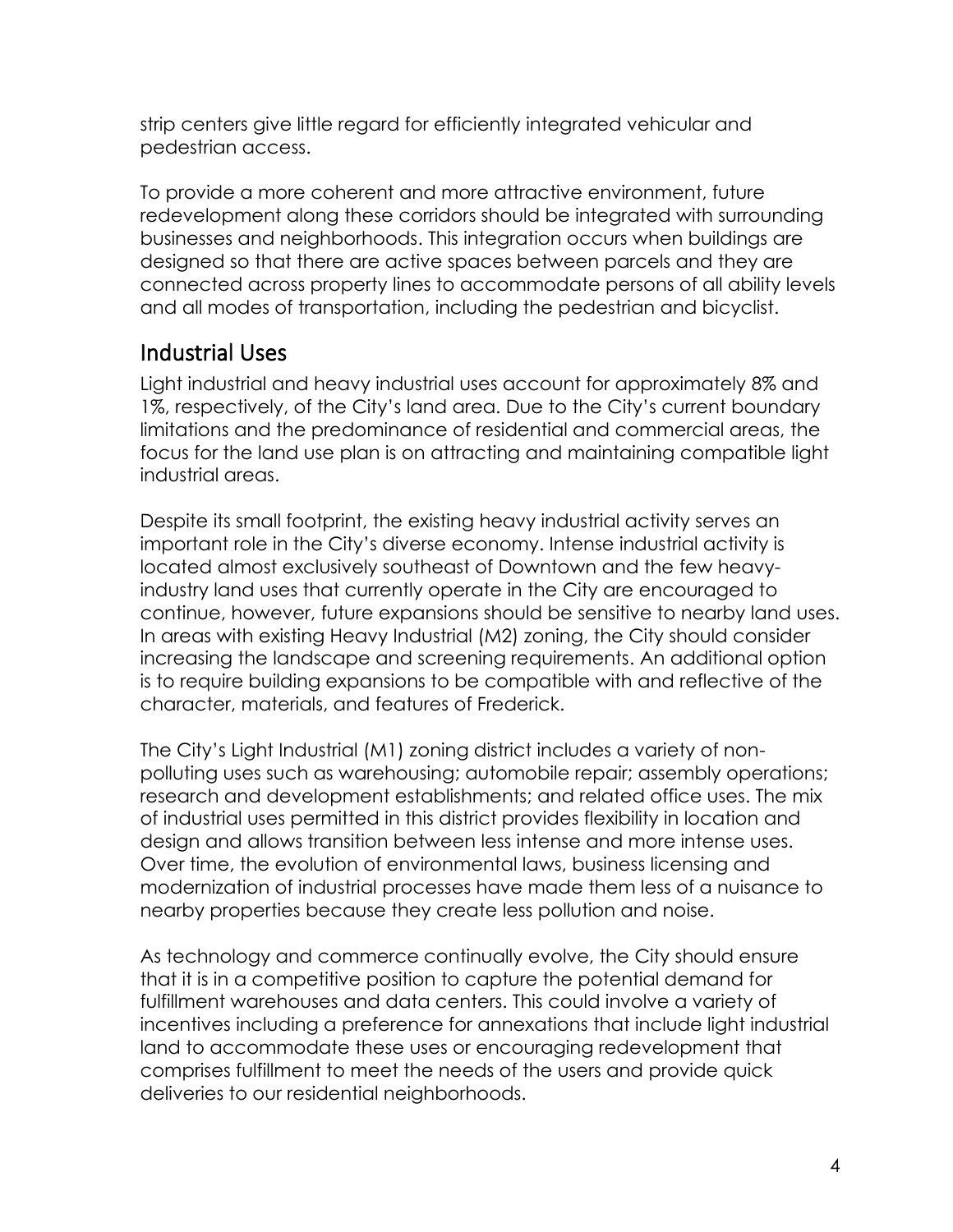strip centers give little regard for efficiently integrated vehicular and pedestrian access.

To provide a more coherent and more attractive environment, future redevelopment along these corridors should be integrated with surrounding businesses and neighborhoods. This integration occurs when buildings are designed so that there are active spaces between parcels and they are connected across property lines to accommodate persons of all ability levels and all modes of transportation, including the pedestrian and bicyclist.

## Industrial Uses

Light industrial and heavy industrial uses account for approximately 8% and 1%, respectively, of the City's land area. Due to the City's current boundary limitations and the predominance of residential and commercial areas, the focus for the land use plan is on attracting and maintaining compatible light industrial areas.

Despite its small footprint, the existing heavy industrial activity serves an important role in the City's diverse economy. Intense industrial activity is located almost exclusively southeast of Downtown and the few heavy-industry land uses that currently operate in the City are encouraged to continue, however, future expansions should be sensitive to nearby land uses. In areas with existing Heavy Industrial (M2) zoning, the City should consider increasing the landscape and screening requirements. An additional option is to require building expansions to be compatible with and reflective of the character, materials, and features of Frederick.

The City's Light Industrial (M1) zoning district includes a variety of non-polluting uses such as warehousing; automobile repair; assembly operations; research and development establishments; and related office uses. The mix of industrial uses permitted in this district provides flexibility in location and design and allows transition between less intense and more intense uses. Over time, the evolution of environmental laws, business licensing and modernization of industrial processes have made them less of a nuisance to nearby properties because they create less pollution and noise.

As technology and commerce continually evolve, the City should ensure that it is in a competitive position to capture the potential demand for fulfillment warehouses and data centers. This could involve a variety of incentives including a preference for annexations that include light industrial land to accommodate these uses or encouraging redevelopment that comprises fulfillment to meet the needs of the users and provide quick deliveries to our residential neighborhoods.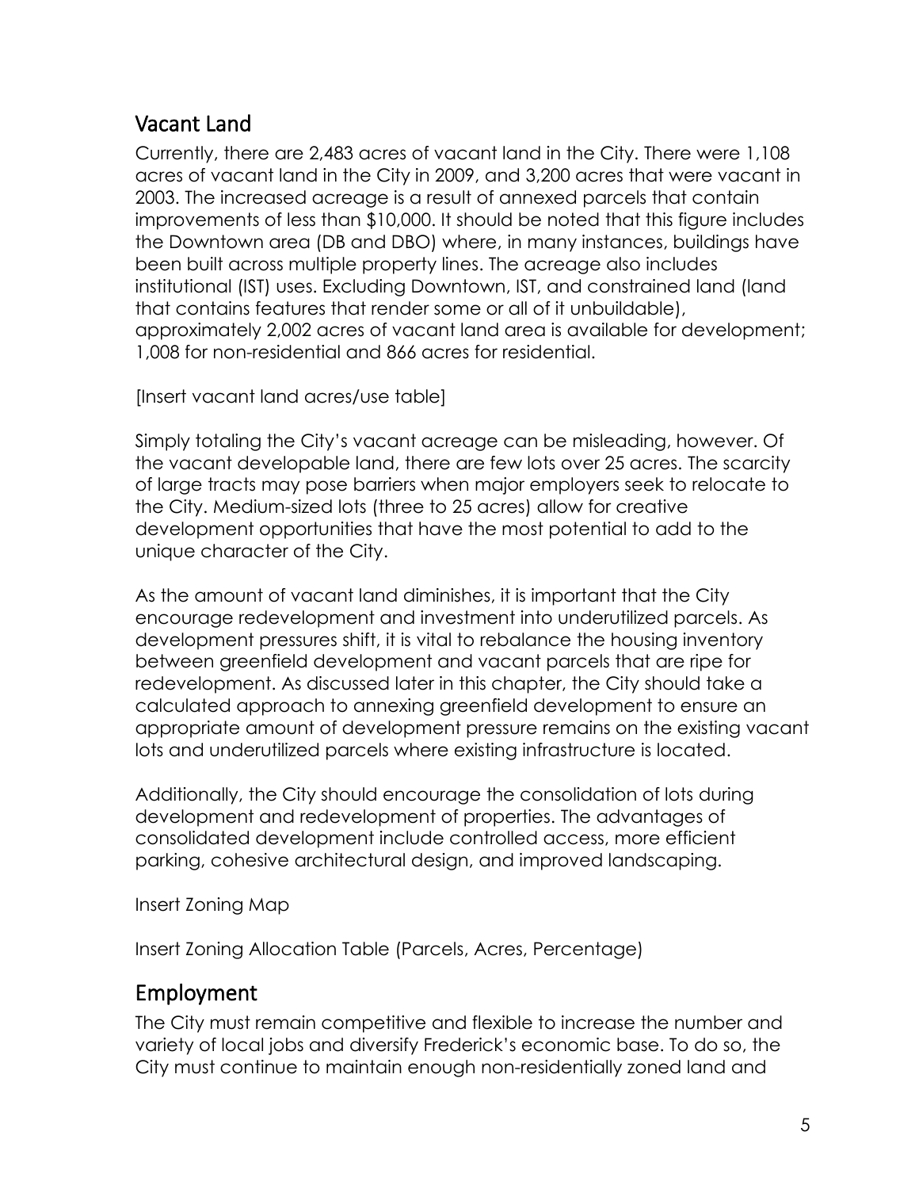## Vacant Land

Currently, there are 2,483 acres of vacant land in the City. There were 1,108 acres of vacant land in the City in 2009, and 3,200 acres that were vacant in 2003. The increased acreage is a result of annexed parcels that contain improvements of less than $10,000. It should be noted that this figure includes the Downtown area (DB and DBO) where, in many instances, buildings have been built across multiple property lines. The acreage also includes institutional (IST) uses. Excluding Downtown, IST, and constrained land (land that contains features that render some or all of it unbuildable), approximately 2,002 acres of vacant land area is available for development; 1,008 for non-residential and 866 acres for residential.

[Insert vacant land acres/use table]

Simply totaling the City's vacant acreage can be misleading, however. Of the vacant developable land, there are few lots over 25 acres. The scarcity of large tracts may pose barriers when major employers seek to relocate to the City. Medium-sized lots (three to 25 acres) allow for creative development opportunities that have the most potential to add to the unique character of the City.

As the amount of vacant land diminishes, it is important that the City encourage redevelopment and investment into underutilized parcels. As development pressures shift, it is vital to rebalance the housing inventory between greenfield development and vacant parcels that are ripe for redevelopment. As discussed later in this chapter, the City should take a calculated approach to annexing greenfield development to ensure an appropriate amount of development pressure remains on the existing vacant lots and underutilized parcels where existing infrastructure is located.

Additionally, the City should encourage the consolidation of lots during development and redevelopment of properties. The advantages of consolidated development include controlled access, more efficient parking, cohesive architectural design, and improved landscaping.

Insert Zoning Map

Insert Zoning Allocation Table (Parcels, Acres, Percentage)

## Employment

The City must remain competitive and flexible to increase the number and variety of local jobs and diversify Frederick's economic base. To do so, the City must continue to maintain enough non-residentially zoned land and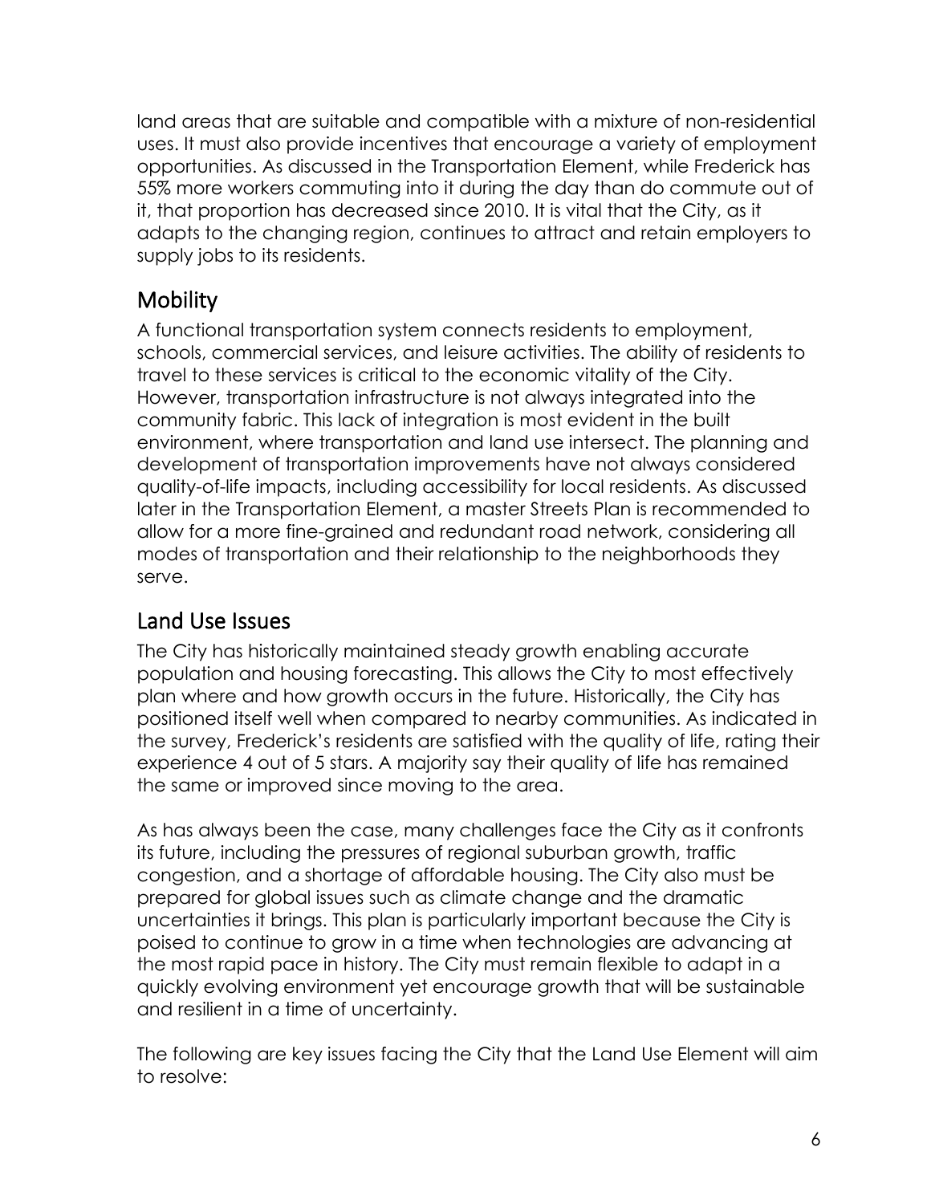land areas that are suitable and compatible with a mixture of non-residential uses. It must also provide incentives that encourage a variety of employment opportunities. As discussed in the Transportation Element, while Frederick has 55% more workers commuting into it during the day than do commute out of it, that proportion has decreased since 2010. It is vital that the City, as it adapts to the changing region, continues to attract and retain employers to supply jobs to its residents.

## Mobility

A functional transportation system connects residents to employment, schools, commercial services, and leisure activities. The ability of residents to travel to these services is critical to the economic vitality of the City. However, transportation infrastructure is not always integrated into the community fabric. This lack of integration is most evident in the built environment, where transportation and land use intersect. The planning and development of transportation improvements have not always considered quality-of-life impacts, including accessibility for local residents. As discussed later in the Transportation Element, a master Streets Plan is recommended to allow for a more fine-grained and redundant road network, considering all modes of transportation and their relationship to the neighborhoods they serve.

## Land Use Issues

The City has historically maintained steady growth enabling accurate population and housing forecasting. This allows the City to most effectively plan where and how growth occurs in the future. Historically, the City has positioned itself well when compared to nearby communities. As indicated in the survey, Frederick's residents are satisfied with the quality of life, rating their experience 4 out of 5 stars. A majority say their quality of life has remained the same or improved since moving to the area.

As has always been the case, many challenges face the City as it confronts its future, including the pressures of regional suburban growth, traffic congestion, and a shortage of affordable housing. The City also must be prepared for global issues such as climate change and the dramatic uncertainties it brings. This plan is particularly important because the City is poised to continue to grow in a time when technologies are advancing at the most rapid pace in history. The City must remain flexible to adapt in a quickly evolving environment yet encourage growth that will be sustainable and resilient in a time of uncertainty.

The following are key issues facing the City that the Land Use Element will aim to resolve: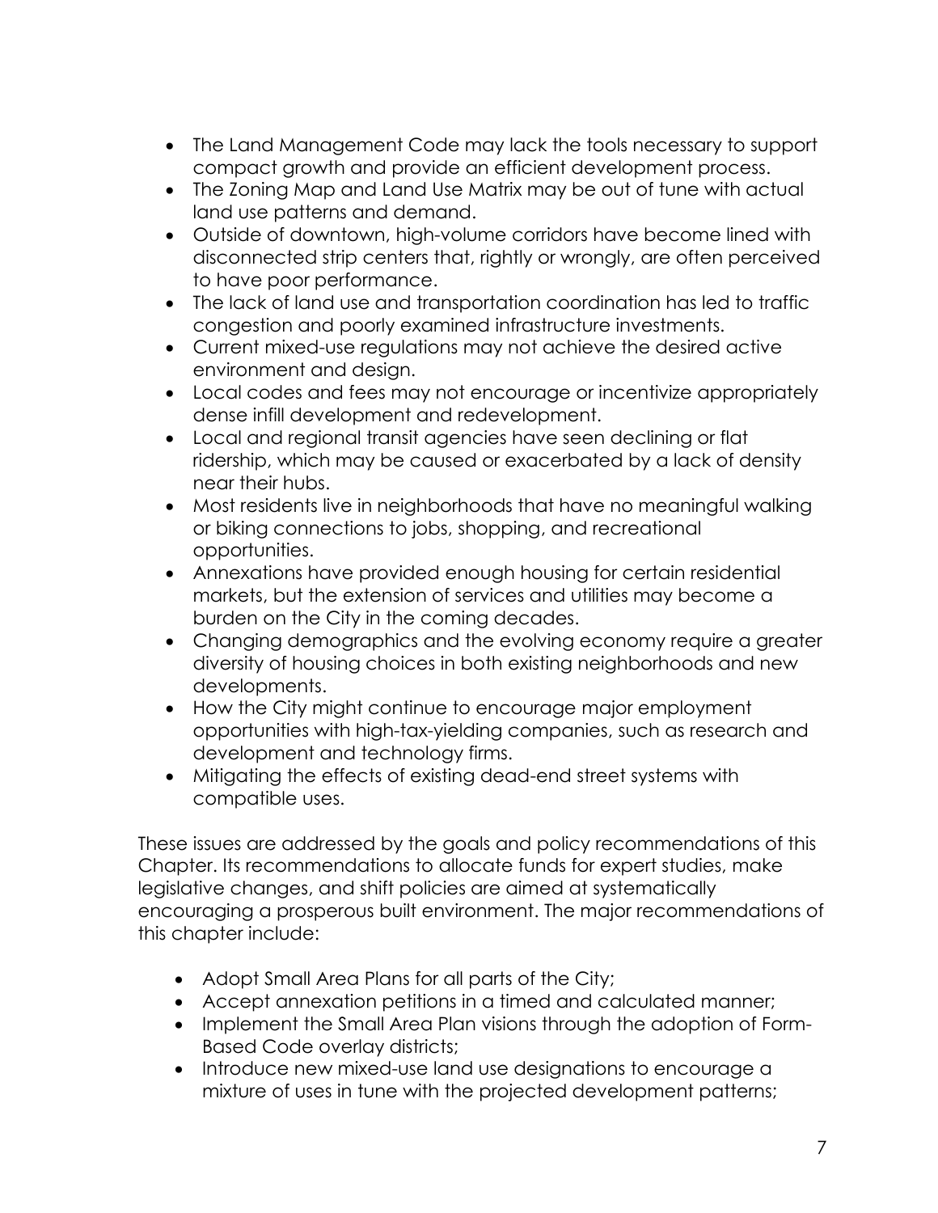- The Land Management Code may lack the tools necessary to support compact growth and provide an efficient development process.
- The Zoning Map and Land Use Matrix may be out of tune with actual land use patterns and demand.
- Outside of downtown, high-volume corridors have become lined with disconnected strip centers that, rightly or wrongly, are often perceived to have poor performance.
- The lack of land use and transportation coordination has led to traffic congestion and poorly examined infrastructure investments.
- Current mixed-use regulations may not achieve the desired active environment and design.
- Local codes and fees may not encourage or incentivize appropriately dense infill development and redevelopment.
- Local and regional transit agencies have seen declining or flat ridership, which may be caused or exacerbated by a lack of density near their hubs.
- Most residents live in neighborhoods that have no meaningful walking or biking connections to jobs, shopping, and recreational opportunities.
- Annexations have provided enough housing for certain residential markets, but the extension of services and utilities may become a burden on the City in the coming decades.
- Changing demographics and the evolving economy require a greater diversity of housing choices in both existing neighborhoods and new developments.
- How the City might continue to encourage major employment opportunities with high-tax-yielding companies, such as research and development and technology firms.
- Mitigating the effects of existing dead-end street systems with compatible uses.

These issues are addressed by the goals and policy recommendations of this Chapter. Its recommendations to allocate funds for expert studies, make legislative changes, and shift policies are aimed at systematically encouraging a prosperous built environment. The major recommendations of this chapter include:

- Adopt Small Area Plans for all parts of the City;
- Accept annexation petitions in a timed and calculated manner;
- Implement the Small Area Plan visions through the adoption of Form-Based Code overlay districts;
- Introduce new mixed-use land use designations to encourage a mixture of uses in tune with the projected development patterns;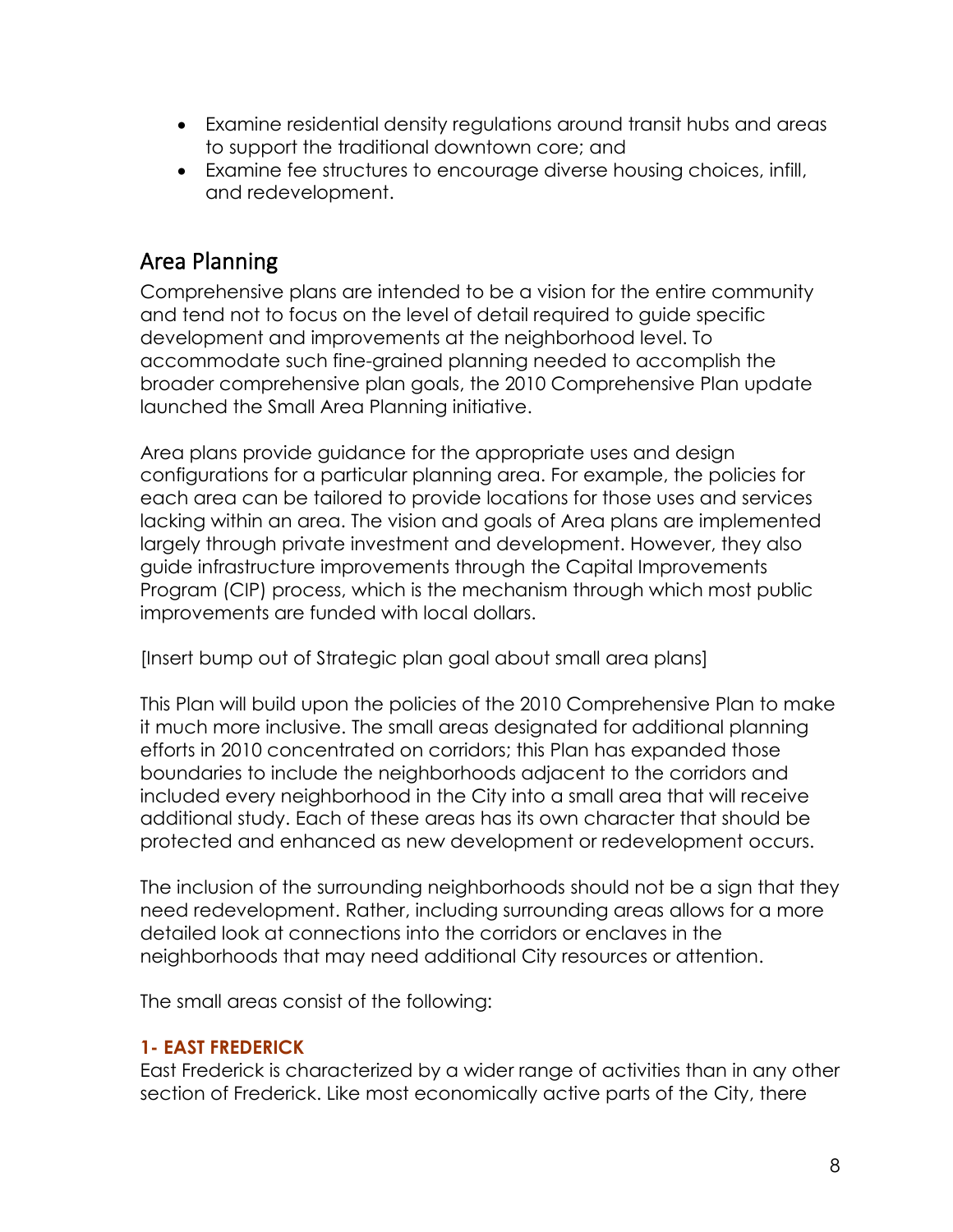- Examine residential density regulations around transit hubs and areas to support the traditional downtown core; and
- Examine fee structures to encourage diverse housing choices, infill, and redevelopment.

## Area Planning

Comprehensive plans are intended to be a vision for the entire community and tend not to focus on the level of detail required to guide specific development and improvements at the neighborhood level. To accommodate such fine-grained planning needed to accomplish the broader comprehensive plan goals, the 2010 Comprehensive Plan update launched the Small Area Planning initiative.

Area plans provide guidance for the appropriate uses and design configurations for a particular planning area. For example, the policies for each area can be tailored to provide locations for those uses and services lacking within an area. The vision and goals of Area plans are implemented largely through private investment and development. However, they also guide infrastructure improvements through the Capital Improvements Program (CIP) process, which is the mechanism through which most public improvements are funded with local dollars.

[Insert bump out of Strategic plan goal about small area plans]

This Plan will build upon the policies of the 2010 Comprehensive Plan to make it much more inclusive. The small areas designated for additional planning efforts in 2010 concentrated on corridors; this Plan has expanded those boundaries to include the neighborhoods adjacent to the corridors and included every neighborhood in the City into a small area that will receive additional study. Each of these areas has its own character that should be protected and enhanced as new development or redevelopment occurs.

The inclusion of the surrounding neighborhoods should not be a sign that they need redevelopment. Rather, including surrounding areas allows for a more detailed look at connections into the corridors or enclaves in the neighborhoods that may need additional City resources or attention.

The small areas consist of the following:

### 1- EAST FREDERICK

East Frederick is characterized by a wider range of activities than in any other section of Frederick. Like most economically active parts of the City, there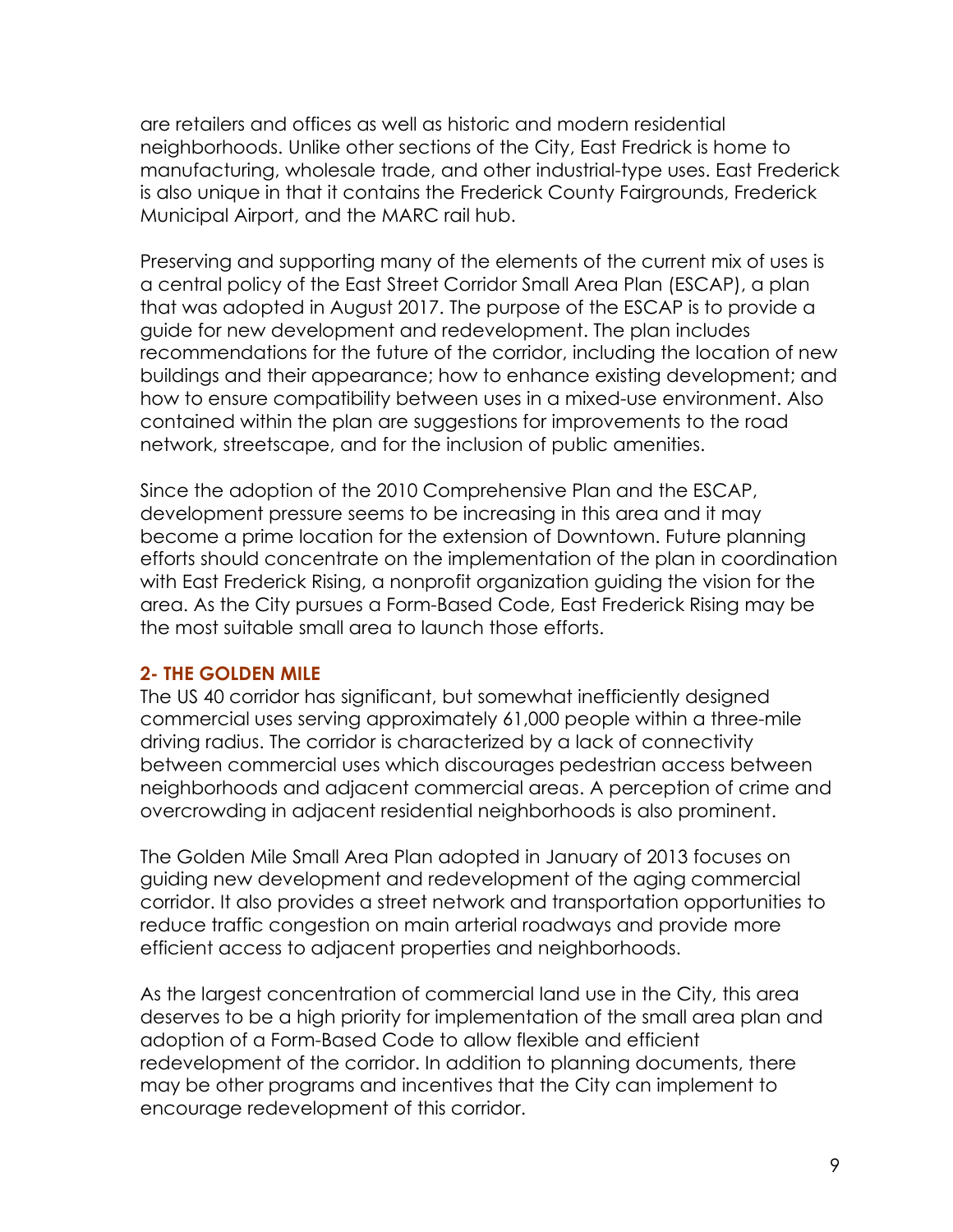are retailers and offices as well as historic and modern residential neighborhoods. Unlike other sections of the City, East Fredrick is home to manufacturing, wholesale trade, and other industrial-type uses. East Frederick is also unique in that it contains the Frederick County Fairgrounds, Frederick Municipal Airport, and the MARC rail hub.

Preserving and supporting many of the elements of the current mix of uses is a central policy of the East Street Corridor Small Area Plan (ESCAP), a plan that was adopted in August 2017. The purpose of the ESCAP is to provide a guide for new development and redevelopment. The plan includes recommendations for the future of the corridor, including the location of new buildings and their appearance; how to enhance existing development; and how to ensure compatibility between uses in a mixed-use environment. Also contained within the plan are suggestions for improvements to the road network, streetscape, and for the inclusion of public amenities.

Since the adoption of the 2010 Comprehensive Plan and the ESCAP, development pressure seems to be increasing in this area and it may become a prime location for the extension of Downtown. Future planning efforts should concentrate on the implementation of the plan in coordination with East Frederick Rising, a nonprofit organization guiding the vision for the area. As the City pursues a Form-Based Code, East Frederick Rising may be the most suitable small area to launch those efforts.

### 2- THE GOLDEN MILE

The US 40 corridor has significant, but somewhat inefficiently designed commercial uses serving approximately 61,000 people within a three-mile driving radius. The corridor is characterized by a lack of connectivity between commercial uses which discourages pedestrian access between neighborhoods and adjacent commercial areas. A perception of crime and overcrowding in adjacent residential neighborhoods is also prominent.

The Golden Mile Small Area Plan adopted in January of 2013 focuses on guiding new development and redevelopment of the aging commercial corridor. It also provides a street network and transportation opportunities to reduce traffic congestion on main arterial roadways and provide more efficient access to adjacent properties and neighborhoods.

As the largest concentration of commercial land use in the City, this area deserves to be a high priority for implementation of the small area plan and adoption of a Form-Based Code to allow flexible and efficient redevelopment of the corridor. In addition to planning documents, there may be other programs and incentives that the City can implement to encourage redevelopment of this corridor.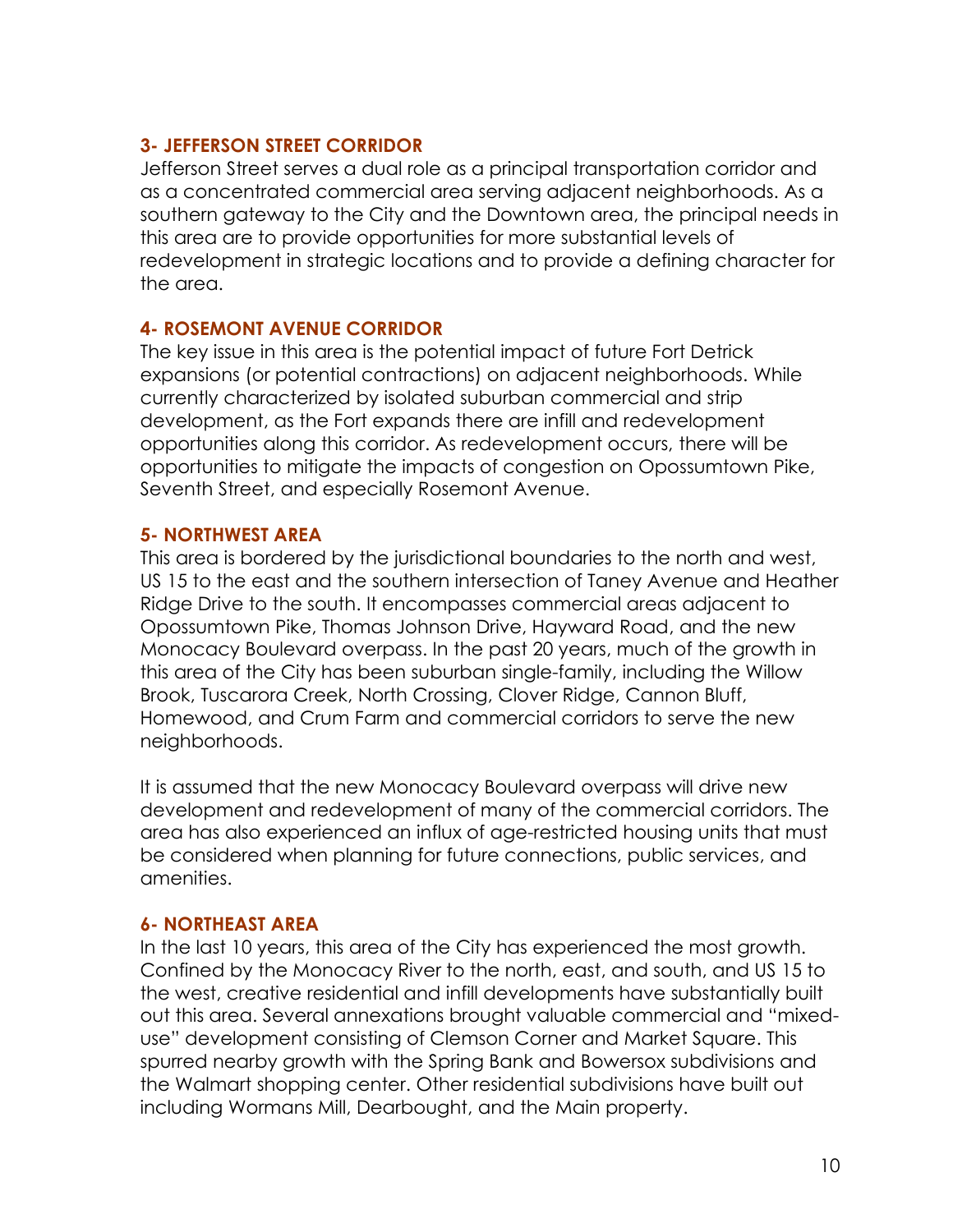### 3- JEFFERSON STREET CORRIDOR

Jefferson Street serves a dual role as a principal transportation corridor and as a concentrated commercial area serving adjacent neighborhoods. As a southern gateway to the City and the Downtown area, the principal needs in this area are to provide opportunities for more substantial levels of redevelopment in strategic locations and to provide a defining character for the area.

### 4- ROSEMONT AVENUE CORRIDOR

The key issue in this area is the potential impact of future Fort Detrick expansions (or potential contractions) on adjacent neighborhoods. While currently characterized by isolated suburban commercial and strip development, as the Fort expands there are infill and redevelopment opportunities along this corridor. As redevelopment occurs, there will be opportunities to mitigate the impacts of congestion on Opossumtown Pike, Seventh Street, and especially Rosemont Avenue.

### 5- NORTHWEST AREA

This area is bordered by the jurisdictional boundaries to the north and west, US 15 to the east and the southern intersection of Taney Avenue and Heather Ridge Drive to the south. It encompasses commercial areas adjacent to Opossumtown Pike, Thomas Johnson Drive, Hayward Road, and the new Monocacy Boulevard overpass. In the past 20 years, much of the growth in this area of the City has been suburban single-family, including the Willow Brook, Tuscarora Creek, North Crossing, Clover Ridge, Cannon Bluff, Homewood, and Crum Farm and commercial corridors to serve the new neighborhoods.

It is assumed that the new Monocacy Boulevard overpass will drive new development and redevelopment of many of the commercial corridors. The area has also experienced an influx of age-restricted housing units that must be considered when planning for future connections, public services, and amenities.

### 6- NORTHEAST AREA

In the last 10 years, this area of the City has experienced the most growth. Confined by the Monocacy River to the north, east, and south, and US 15 to the west, creative residential and infill developments have substantially built out this area. Several annexations brought valuable commercial and "mixed-use" development consisting of Clemson Corner and Market Square. This spurred nearby growth with the Spring Bank and Bowersox subdivisions and the Walmart shopping center. Other residential subdivisions have built out including Wormans Mill, Dearbought, and the Main property.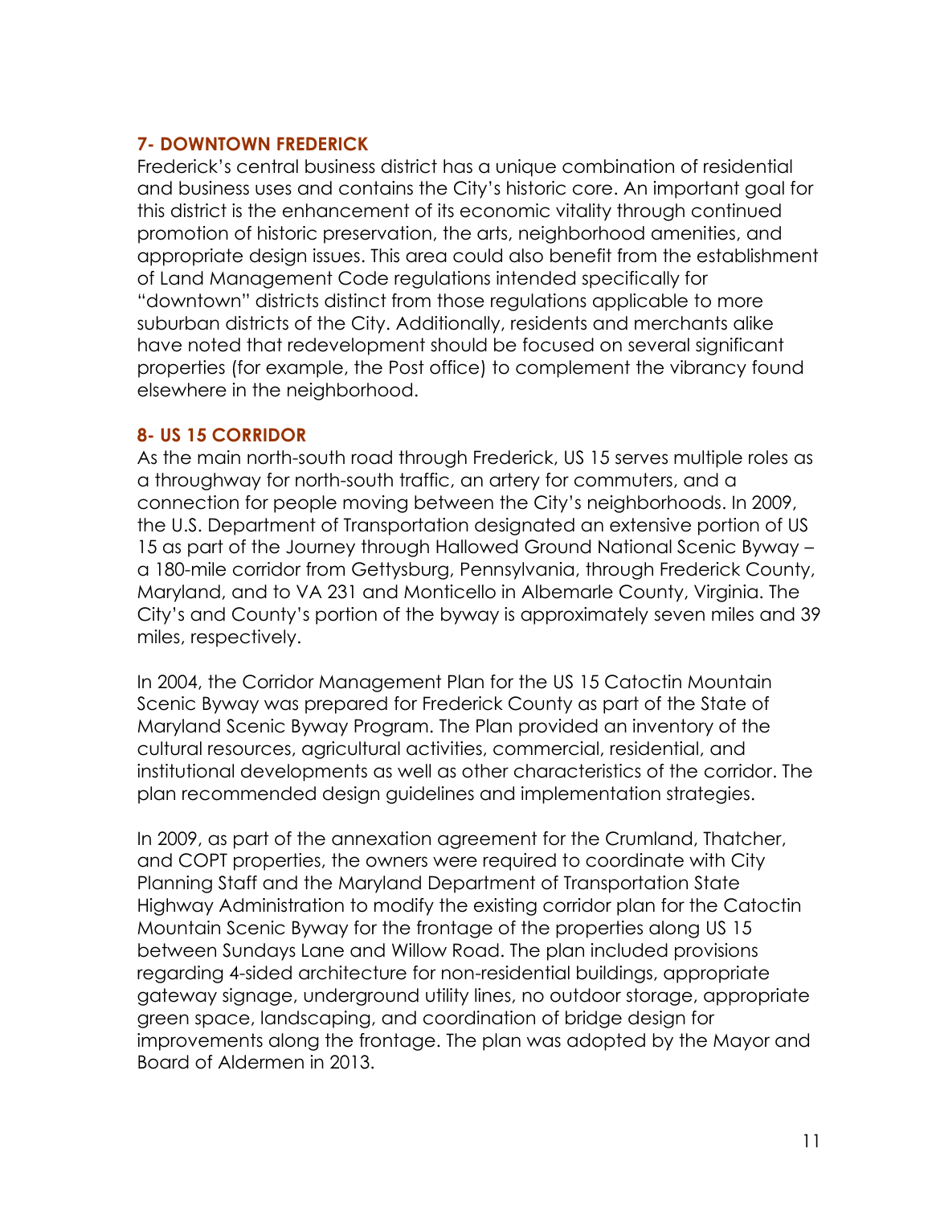### 7- DOWNTOWN FREDERICK

Frederick's central business district has a unique combination of residential and business uses and contains the City's historic core. An important goal for this district is the enhancement of its economic vitality through continued promotion of historic preservation, the arts, neighborhood amenities, and appropriate design issues. This area could also benefit from the establishment of Land Management Code regulations intended specifically for "downtown" districts distinct from those regulations applicable to more suburban districts of the City. Additionally, residents and merchants alike have noted that redevelopment should be focused on several significant properties (for example, the Post office) to complement the vibrancy found elsewhere in the neighborhood.

### 8- US 15 CORRIDOR

As the main north-south road through Frederick, US 15 serves multiple roles as a throughway for north-south traffic, an artery for commuters, and a connection for people moving between the City's neighborhoods. In 2009, the U.S. Department of Transportation designated an extensive portion of US 15 as part of the Journey through Hallowed Ground National Scenic Byway – a 180-mile corridor from Gettysburg, Pennsylvania, through Frederick County, Maryland, and to VA 231 and Monticello in Albemarle County, Virginia. The City's and County's portion of the byway is approximately seven miles and 39 miles, respectively.

In 2004, the Corridor Management Plan for the US 15 Catoctin Mountain Scenic Byway was prepared for Frederick County as part of the State of Maryland Scenic Byway Program. The Plan provided an inventory of the cultural resources, agricultural activities, commercial, residential, and institutional developments as well as other characteristics of the corridor. The plan recommended design guidelines and implementation strategies.

In 2009, as part of the annexation agreement for the Crumland, Thatcher, and COPT properties, the owners were required to coordinate with City Planning Staff and the Maryland Department of Transportation State Highway Administration to modify the existing corridor plan for the Catoctin Mountain Scenic Byway for the frontage of the properties along US 15 between Sundays Lane and Willow Road. The plan included provisions regarding 4-sided architecture for non-residential buildings, appropriate gateway signage, underground utility lines, no outdoor storage, appropriate green space, landscaping, and coordination of bridge design for improvements along the frontage. The plan was adopted by the Mayor and Board of Aldermen in 2013.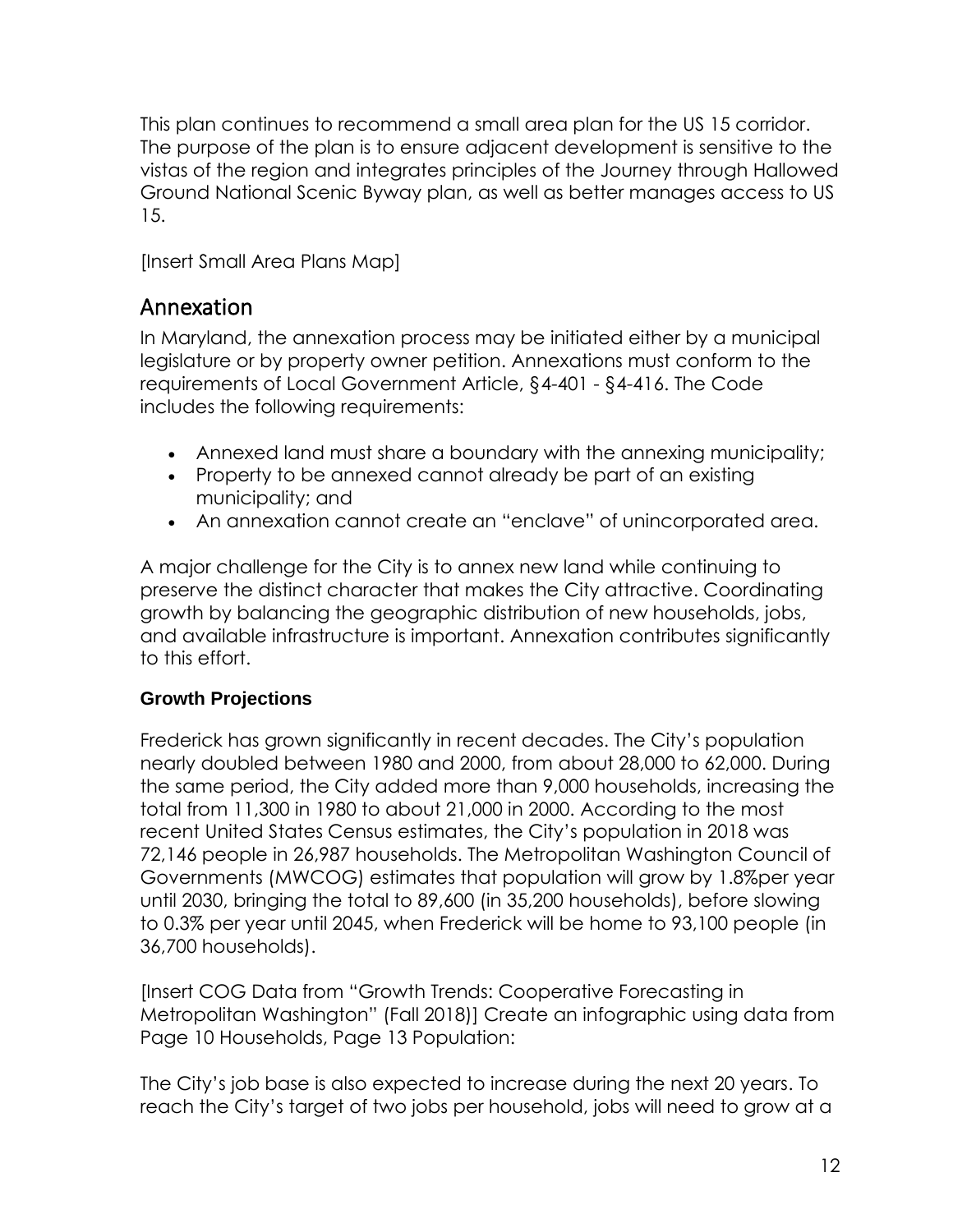This plan continues to recommend a small area plan for the US 15 corridor. The purpose of the plan is to ensure adjacent development is sensitive to the vistas of the region and integrates principles of the Journey through Hallowed Ground National Scenic Byway plan, as well as better manages access to US 15.

[Insert Small Area Plans Map]

## Annexation

In Maryland, the annexation process may be initiated either by a municipal legislature or by property owner petition. Annexations must conform to the requirements of Local Government Article, §4-401 - §4-416. The Code includes the following requirements:

- Annexed land must share a boundary with the annexing municipality;
- Property to be annexed cannot already be part of an existing municipality; and
- An annexation cannot create an "enclave" of unincorporated area.

A major challenge for the City is to annex new land while continuing to preserve the distinct character that makes the City attractive. Coordinating growth by balancing the geographic distribution of new households, jobs, and available infrastructure is important. Annexation contributes significantly to this effort.

### Growth Projections

Frederick has grown significantly in recent decades. The City's population nearly doubled between 1980 and 2000, from about 28,000 to 62,000. During the same period, the City added more than 9,000 households, increasing the total from 11,300 in 1980 to about 21,000 in 2000. According to the most recent United States Census estimates, the City's population in 2018 was 72,146 people in 26,987 households. The Metropolitan Washington Council of Governments (MWCOG) estimates that population will grow by 1.8%per year until 2030, bringing the total to 89,600 (in 35,200 households), before slowing to 0.3% per year until 2045, when Frederick will be home to 93,100 people (in 36,700 households).

[Insert COG Data from "Growth Trends: Cooperative Forecasting in Metropolitan Washington" (Fall 2018)] Create an infographic using data from Page 10 Households, Page 13 Population:

The City's job base is also expected to increase during the next 20 years. To reach the City's target of two jobs per household, jobs will need to grow at a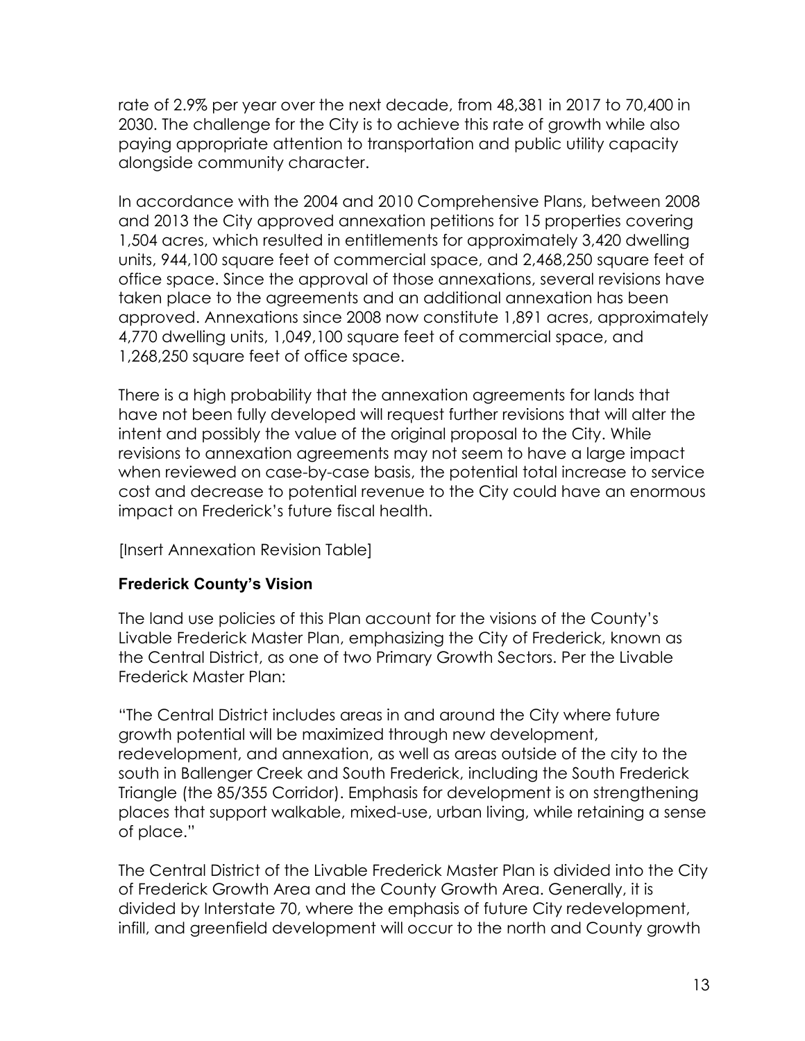rate of 2.9% per year over the next decade, from 48,381 in 2017 to 70,400 in 2030. The challenge for the City is to achieve this rate of growth while also paying appropriate attention to transportation and public utility capacity alongside community character.

In accordance with the 2004 and 2010 Comprehensive Plans, between 2008 and 2013 the City approved annexation petitions for 15 properties covering 1,504 acres, which resulted in entitlements for approximately 3,420 dwelling units, 944,100 square feet of commercial space, and 2,468,250 square feet of office space. Since the approval of those annexations, several revisions have taken place to the agreements and an additional annexation has been approved. Annexations since 2008 now constitute 1,891 acres, approximately 4,770 dwelling units, 1,049,100 square feet of commercial space, and 1,268,250 square feet of office space.

There is a high probability that the annexation agreements for lands that have not been fully developed will request further revisions that will alter the intent and possibly the value of the original proposal to the City. While revisions to annexation agreements may not seem to have a large impact when reviewed on case-by-case basis, the potential total increase to service cost and decrease to potential revenue to the City could have an enormous impact on Frederick's future fiscal health.

[Insert Annexation Revision Table]

### Frederick County's Vision

The land use policies of this Plan account for the visions of the County's Livable Frederick Master Plan, emphasizing the City of Frederick, known as the Central District, as one of two Primary Growth Sectors. Per the Livable Frederick Master Plan:

"The Central District includes areas in and around the City where future growth potential will be maximized through new development, redevelopment, and annexation, as well as areas outside of the city to the south in Ballenger Creek and South Frederick, including the South Frederick Triangle (the 85/355 Corridor). Emphasis for development is on strengthening places that support walkable, mixed-use, urban living, while retaining a sense of place."

The Central District of the Livable Frederick Master Plan is divided into the City of Frederick Growth Area and the County Growth Area. Generally, it is divided by Interstate 70, where the emphasis of future City redevelopment, infill, and greenfield development will occur to the north and County growth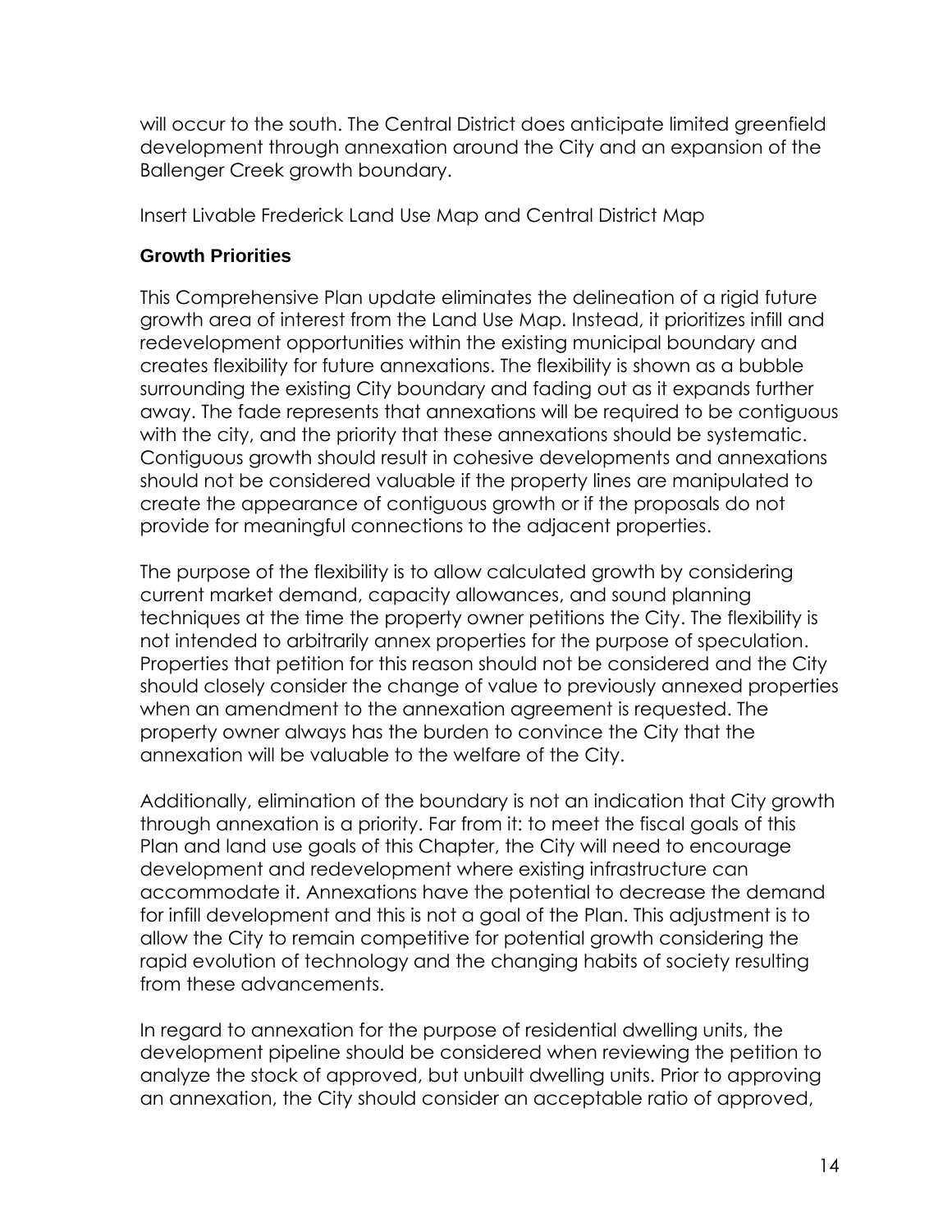will occur to the south. The Central District does anticipate limited greenfield development through annexation around the City and an expansion of the Ballenger Creek growth boundary.

Insert Livable Frederick Land Use Map and Central District Map

### Growth Priorities

This Comprehensive Plan update eliminates the delineation of a rigid future growth area of interest from the Land Use Map. Instead, it prioritizes infill and redevelopment opportunities within the existing municipal boundary and creates flexibility for future annexations. The flexibility is shown as a bubble surrounding the existing City boundary and fading out as it expands further away. The fade represents that annexations will be required to be contiguous with the city, and the priority that these annexations should be systematic. Contiguous growth should result in cohesive developments and annexations should not be considered valuable if the property lines are manipulated to create the appearance of contiguous growth or if the proposals do not provide for meaningful connections to the adjacent properties.

The purpose of the flexibility is to allow calculated growth by considering current market demand, capacity allowances, and sound planning techniques at the time the property owner petitions the City. The flexibility is not intended to arbitrarily annex properties for the purpose of speculation. Properties that petition for this reason should not be considered and the City should closely consider the change of value to previously annexed properties when an amendment to the annexation agreement is requested. The property owner always has the burden to convince the City that the annexation will be valuable to the welfare of the City.

Additionally, elimination of the boundary is not an indication that City growth through annexation is a priority. Far from it: to meet the fiscal goals of this Plan and land use goals of this Chapter, the City will need to encourage development and redevelopment where existing infrastructure can accommodate it. Annexations have the potential to decrease the demand for infill development and this is not a goal of the Plan. This adjustment is to allow the City to remain competitive for potential growth considering the rapid evolution of technology and the changing habits of society resulting from these advancements.

In regard to annexation for the purpose of residential dwelling units, the development pipeline should be considered when reviewing the petition to analyze the stock of approved, but unbuilt dwelling units. Prior to approving an annexation, the City should consider an acceptable ratio of approved,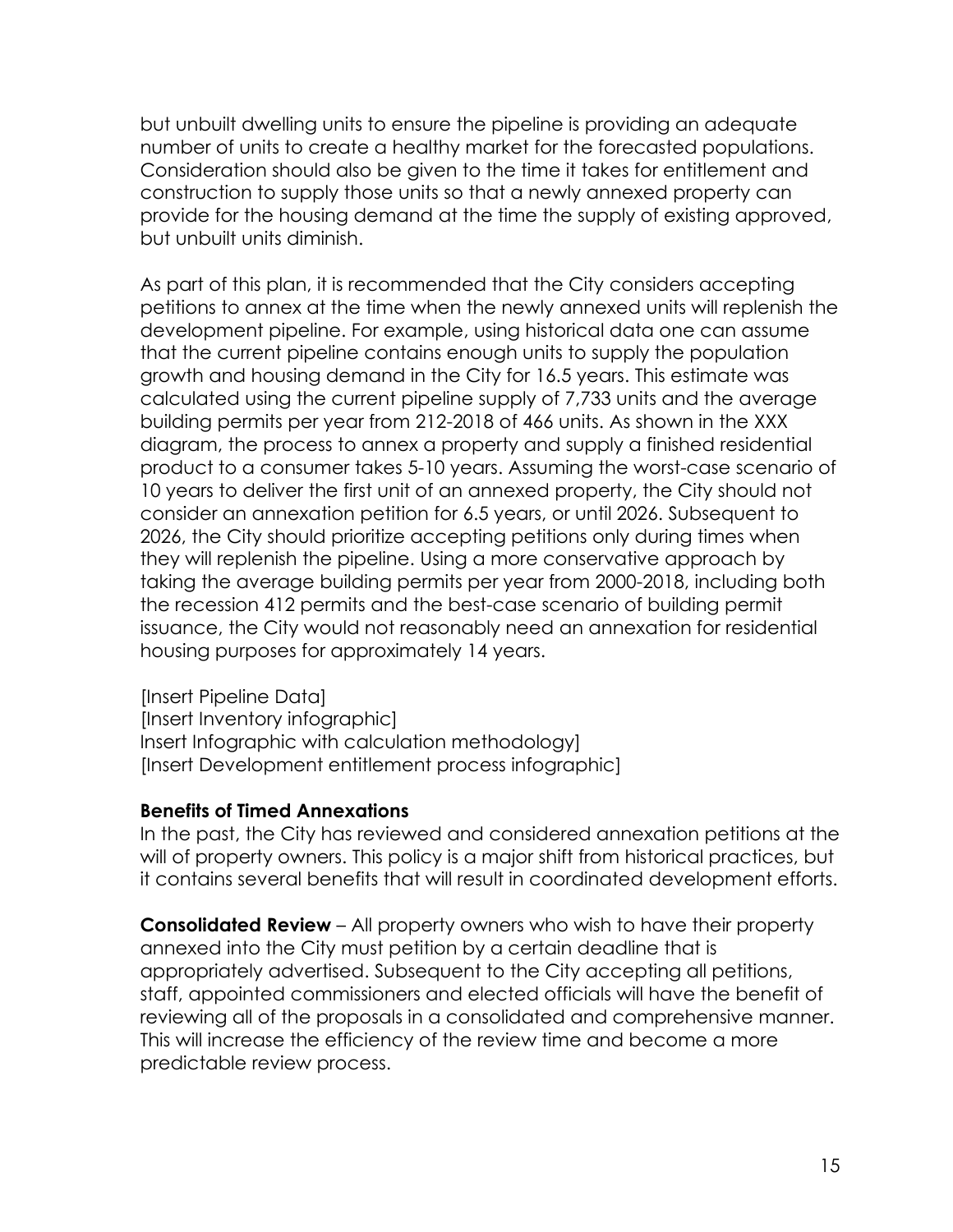but unbuilt dwelling units to ensure the pipeline is providing an adequate number of units to create a healthy market for the forecasted populations. Consideration should also be given to the time it takes for entitlement and construction to supply those units so that a newly annexed property can provide for the housing demand at the time the supply of existing approved, but unbuilt units diminish.

As part of this plan, it is recommended that the City considers accepting petitions to annex at the time when the newly annexed units will replenish the development pipeline. For example, using historical data one can assume that the current pipeline contains enough units to supply the population growth and housing demand in the City for 16.5 years. This estimate was calculated using the current pipeline supply of 7,733 units and the average building permits per year from 212-2018 of 466 units. As shown in the XXX diagram, the process to annex a property and supply a finished residential product to a consumer takes 5-10 years. Assuming the worst-case scenario of 10 years to deliver the first unit of an annexed property, the City should not consider an annexation petition for 6.5 years, or until 2026. Subsequent to 2026, the City should prioritize accepting petitions only during times when they will replenish the pipeline. Using a more conservative approach by taking the average building permits per year from 2000-2018, including both the recession 412 permits and the best-case scenario of building permit issuance, the City would not reasonably need an annexation for residential housing purposes for approximately 14 years.

[Insert Pipeline Data]
[Insert Inventory infographic]
Insert Infographic with calculation methodology]
[Insert Development entitlement process infographic]

**Benefits of Timed Annexations**

In the past, the City has reviewed and considered annexation petitions at the will of property owners. This policy is a major shift from historical practices, but it contains several benefits that will result in coordinated development efforts.

**Consolidated Review** – All property owners who wish to have their property annexed into the City must petition by a certain deadline that is appropriately advertised. Subsequent to the City accepting all petitions, staff, appointed commissioners and elected officials will have the benefit of reviewing all of the proposals in a consolidated and comprehensive manner. This will increase the efficiency of the review time and become a more predictable review process.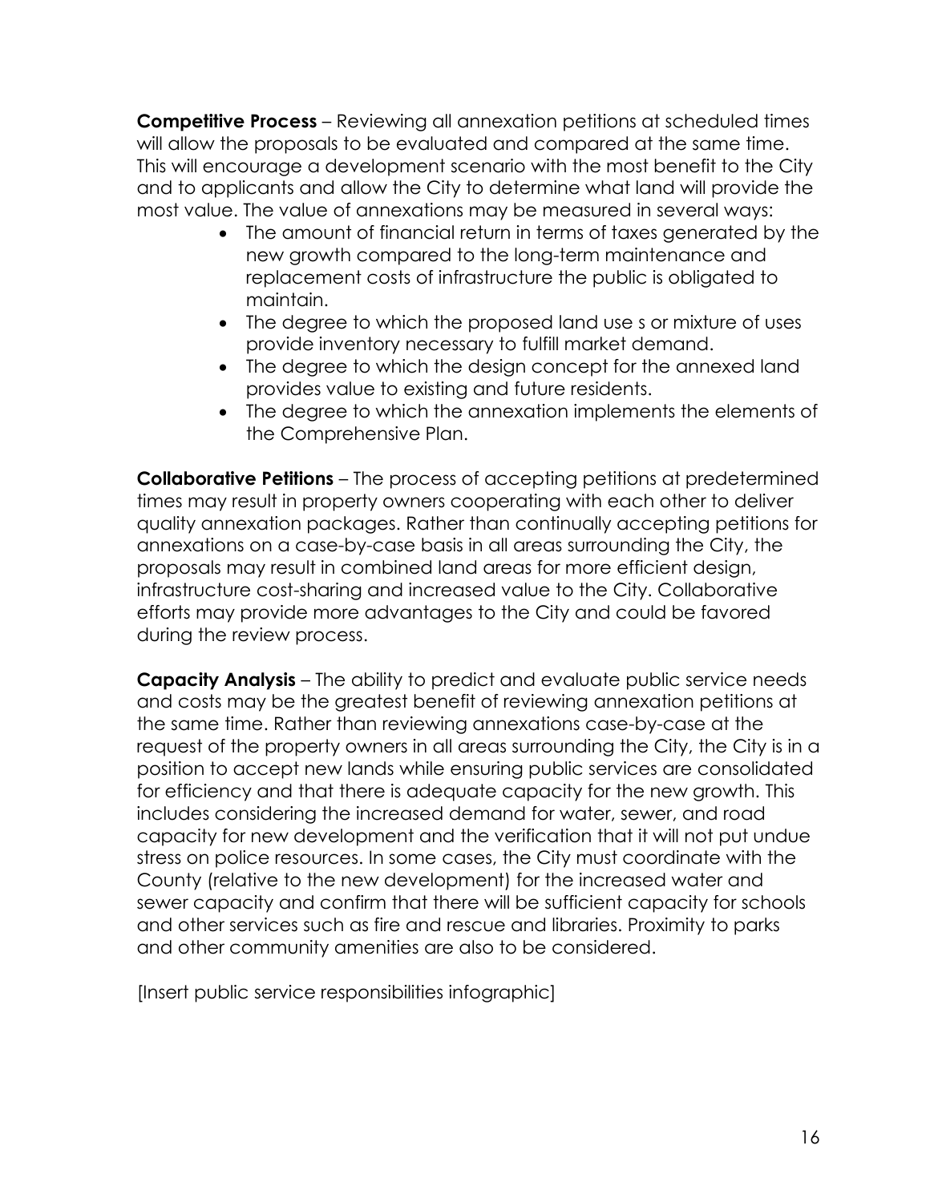**Competitive Process** – Reviewing all annexation petitions at scheduled times will allow the proposals to be evaluated and compared at the same time. This will encourage a development scenario with the most benefit to the City and to applicants and allow the City to determine what land will provide the most value. The value of annexations may be measured in several ways:

- The amount of financial return in terms of taxes generated by the new growth compared to the long-term maintenance and replacement costs of infrastructure the public is obligated to maintain.
- The degree to which the proposed land use s or mixture of uses provide inventory necessary to fulfill market demand.
- The degree to which the design concept for the annexed land provides value to existing and future residents.
- The degree to which the annexation implements the elements of the Comprehensive Plan.

**Collaborative Petitions** – The process of accepting petitions at predetermined times may result in property owners cooperating with each other to deliver quality annexation packages. Rather than continually accepting petitions for annexations on a case-by-case basis in all areas surrounding the City, the proposals may result in combined land areas for more efficient design, infrastructure cost-sharing and increased value to the City. Collaborative efforts may provide more advantages to the City and could be favored during the review process.

**Capacity Analysis** – The ability to predict and evaluate public service needs and costs may be the greatest benefit of reviewing annexation petitions at the same time. Rather than reviewing annexations case-by-case at the request of the property owners in all areas surrounding the City, the City is in a position to accept new lands while ensuring public services are consolidated for efficiency and that there is adequate capacity for the new growth. This includes considering the increased demand for water, sewer, and road capacity for new development and the verification that it will not put undue stress on police resources. In some cases, the City must coordinate with the County (relative to the new development) for the increased water and sewer capacity and confirm that there will be sufficient capacity for schools and other services such as fire and rescue and libraries. Proximity to parks and other community amenities are also to be considered.

[Insert public service responsibilities infographic]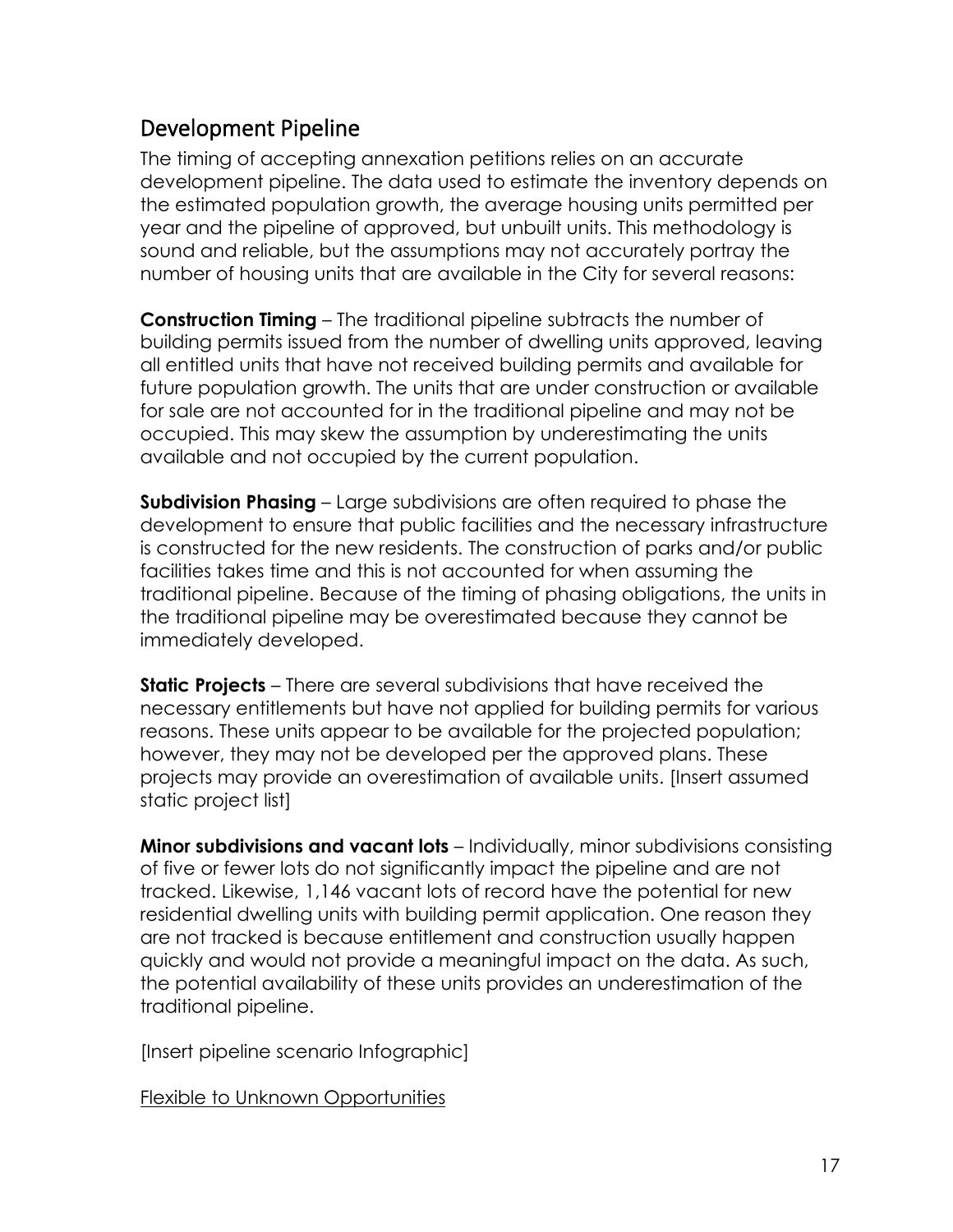## Development Pipeline

The timing of accepting annexation petitions relies on an accurate development pipeline. The data used to estimate the inventory depends on the estimated population growth, the average housing units permitted per year and the pipeline of approved, but unbuilt units. This methodology is sound and reliable, but the assumptions may not accurately portray the number of housing units that are available in the City for several reasons:

**Construction Timing** – The traditional pipeline subtracts the number of building permits issued from the number of dwelling units approved, leaving all entitled units that have not received building permits and available for future population growth. The units that are under construction or available for sale are not accounted for in the traditional pipeline and may not be occupied. This may skew the assumption by underestimating the units available and not occupied by the current population.

**Subdivision Phasing** – Large subdivisions are often required to phase the development to ensure that public facilities and the necessary infrastructure is constructed for the new residents. The construction of parks and/or public facilities takes time and this is not accounted for when assuming the traditional pipeline. Because of the timing of phasing obligations, the units in the traditional pipeline may be overestimated because they cannot be immediately developed.

**Static Projects** – There are several subdivisions that have received the necessary entitlements but have not applied for building permits for various reasons. These units appear to be available for the projected population; however, they may not be developed per the approved plans. These projects may provide an overestimation of available units. [Insert assumed static project list]

**Minor subdivisions and vacant lots** – Individually, minor subdivisions consisting of five or fewer lots do not significantly impact the pipeline and are not tracked. Likewise, 1,146 vacant lots of record have the potential for new residential dwelling units with building permit application. One reason they are not tracked is because entitlement and construction usually happen quickly and would not provide a meaningful impact on the data. As such, the potential availability of these units provides an underestimation of the traditional pipeline.

[Insert pipeline scenario Infographic]

<u>Flexible to Unknown Opportunities</u>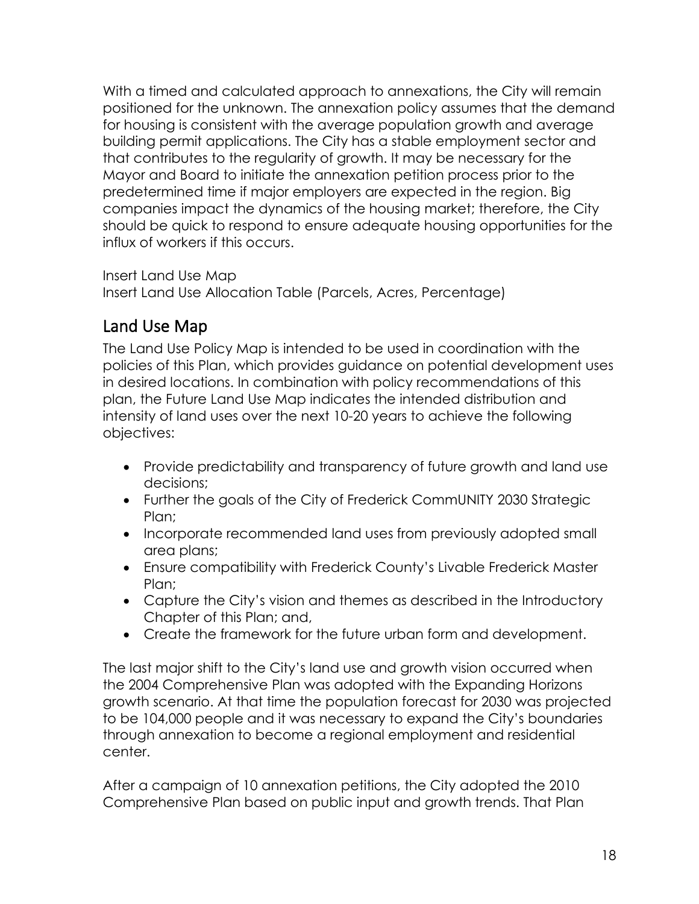With a timed and calculated approach to annexations, the City will remain positioned for the unknown. The annexation policy assumes that the demand for housing is consistent with the average population growth and average building permit applications. The City has a stable employment sector and that contributes to the regularity of growth. It may be necessary for the Mayor and Board to initiate the annexation petition process prior to the predetermined time if major employers are expected in the region. Big companies impact the dynamics of the housing market; therefore, the City should be quick to respond to ensure adequate housing opportunities for the influx of workers if this occurs.

Insert Land Use Map
Insert Land Use Allocation Table (Parcels, Acres, Percentage)

## Land Use Map

The Land Use Policy Map is intended to be used in coordination with the policies of this Plan, which provides guidance on potential development uses in desired locations. In combination with policy recommendations of this plan, the Future Land Use Map indicates the intended distribution and intensity of land uses over the next 10-20 years to achieve the following objectives:

- Provide predictability and transparency of future growth and land use decisions;
- Further the goals of the City of Frederick CommUNITY 2030 Strategic Plan;
- Incorporate recommended land uses from previously adopted small area plans;
- Ensure compatibility with Frederick County's Livable Frederick Master Plan;
- Capture the City's vision and themes as described in the Introductory Chapter of this Plan; and,
- Create the framework for the future urban form and development.

The last major shift to the City's land use and growth vision occurred when the 2004 Comprehensive Plan was adopted with the Expanding Horizons growth scenario. At that time the population forecast for 2030 was projected to be 104,000 people and it was necessary to expand the City's boundaries through annexation to become a regional employment and residential center.

After a campaign of 10 annexation petitions, the City adopted the 2010 Comprehensive Plan based on public input and growth trends. That Plan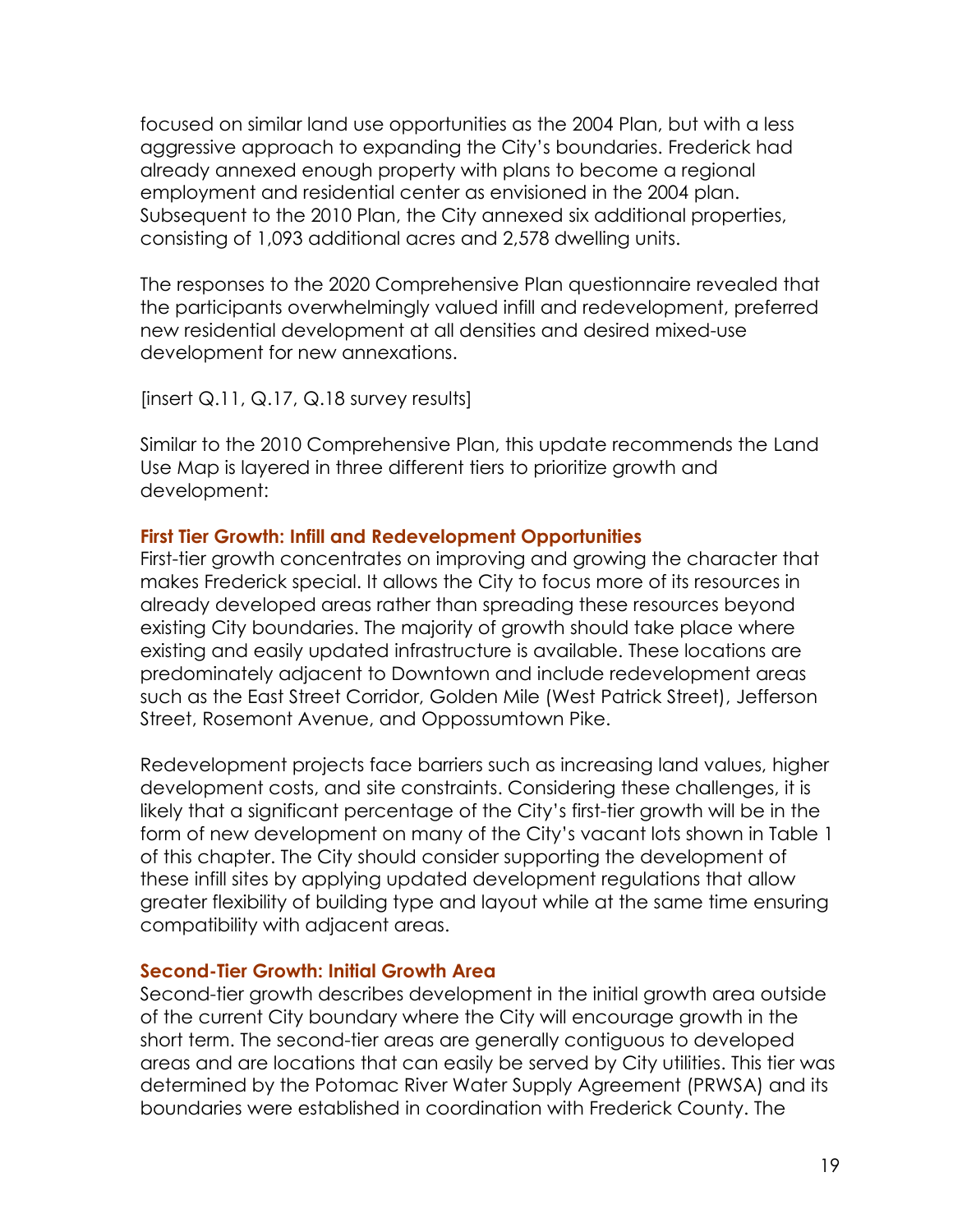focused on similar land use opportunities as the 2004 Plan, but with a less aggressive approach to expanding the City's boundaries. Frederick had already annexed enough property with plans to become a regional employment and residential center as envisioned in the 2004 plan. Subsequent to the 2010 Plan, the City annexed six additional properties, consisting of 1,093 additional acres and 2,578 dwelling units.

The responses to the 2020 Comprehensive Plan questionnaire revealed that the participants overwhelmingly valued infill and redevelopment, preferred new residential development at all densities and desired mixed-use development for new annexations.

[insert Q.11, Q.17, Q.18 survey results]

Similar to the 2010 Comprehensive Plan, this update recommends the Land Use Map is layered in three different tiers to prioritize growth and development:

### First Tier Growth: Infill and Redevelopment Opportunities

First-tier growth concentrates on improving and growing the character that makes Frederick special. It allows the City to focus more of its resources in already developed areas rather than spreading these resources beyond existing City boundaries. The majority of growth should take place where existing and easily updated infrastructure is available. These locations are predominately adjacent to Downtown and include redevelopment areas such as the East Street Corridor, Golden Mile (West Patrick Street), Jefferson Street, Rosemont Avenue, and Oppossumtown Pike.

Redevelopment projects face barriers such as increasing land values, higher development costs, and site constraints. Considering these challenges, it is likely that a significant percentage of the City's first-tier growth will be in the form of new development on many of the City's vacant lots shown in Table 1 of this chapter. The City should consider supporting the development of these infill sites by applying updated development regulations that allow greater flexibility of building type and layout while at the same time ensuring compatibility with adjacent areas.

### Second-Tier Growth: Initial Growth Area

Second-tier growth describes development in the initial growth area outside of the current City boundary where the City will encourage growth in the short term. The second-tier areas are generally contiguous to developed areas and are locations that can easily be served by City utilities. This tier was determined by the Potomac River Water Supply Agreement (PRWSA) and its boundaries were established in coordination with Frederick County. The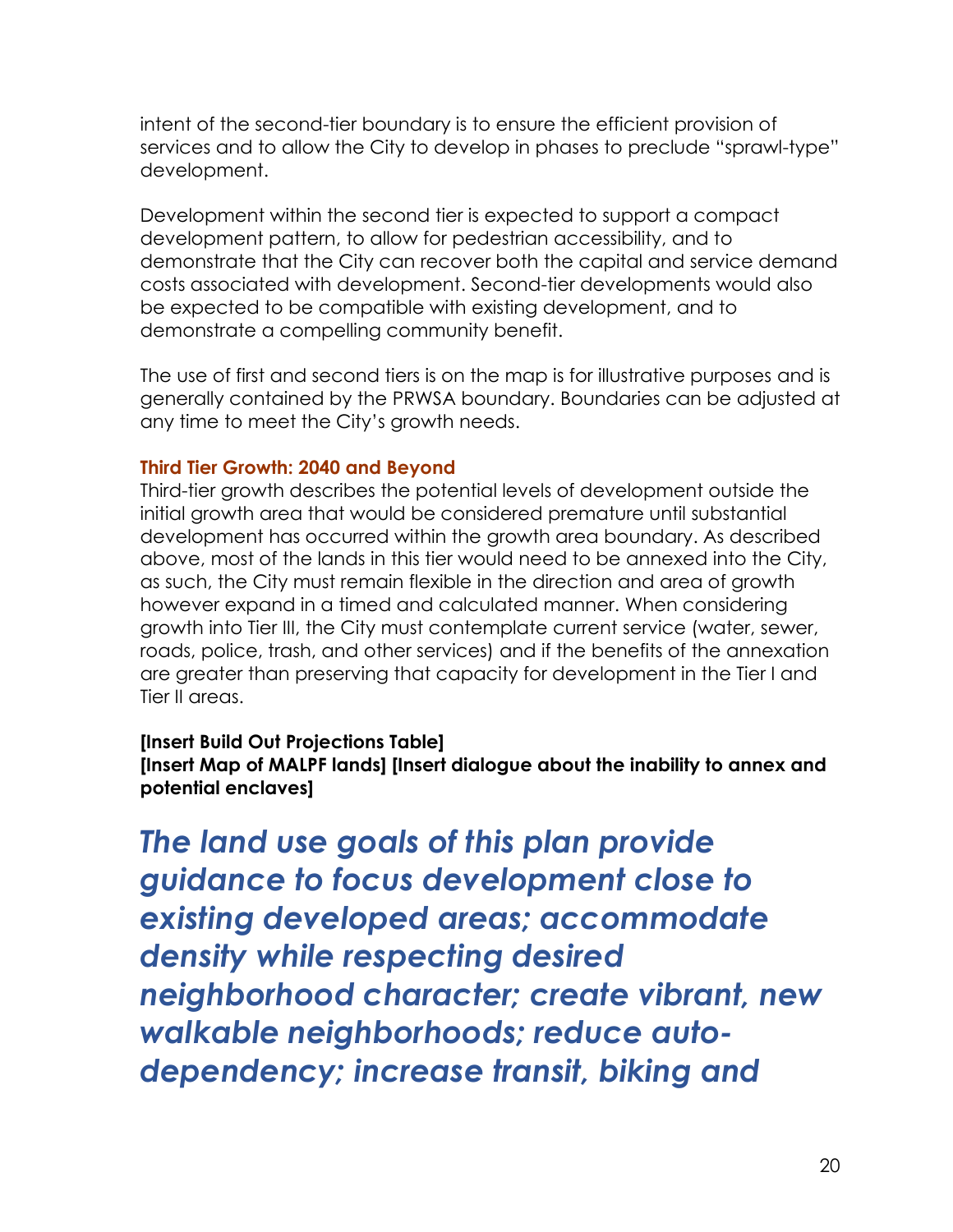intent of the second-tier boundary is to ensure the efficient provision of services and to allow the City to develop in phases to preclude "sprawl-type" development.

Development within the second tier is expected to support a compact development pattern, to allow for pedestrian accessibility, and to demonstrate that the City can recover both the capital and service demand costs associated with development. Second-tier developments would also be expected to be compatible with existing development, and to demonstrate a compelling community benefit.

The use of first and second tiers is on the map is for illustrative purposes and is generally contained by the PRWSA boundary. Boundaries can be adjusted at any time to meet the City's growth needs.

### Third Tier Growth: 2040 and Beyond

Third-tier growth describes the potential levels of development outside the initial growth area that would be considered premature until substantial development has occurred within the growth area boundary. As described above, most of the lands in this tier would need to be annexed into the City, as such, the City must remain flexible in the direction and area of growth however expand in a timed and calculated manner. When considering growth into Tier III, the City must contemplate current service (water, sewer, roads, police, trash, and other services) and if the benefits of the annexation are greater than preserving that capacity for development in the Tier I and Tier II areas.

**[Insert Build Out Projections Table]**
**[Insert Map of MALPF lands] [Insert dialogue about the inability to annex and potential enclaves]**

***The land use goals of this plan provide guidance to focus development close to existing developed areas; accommodate density while respecting desired neighborhood character; create vibrant, new walkable neighborhoods; reduce auto-dependency; increase transit, biking and***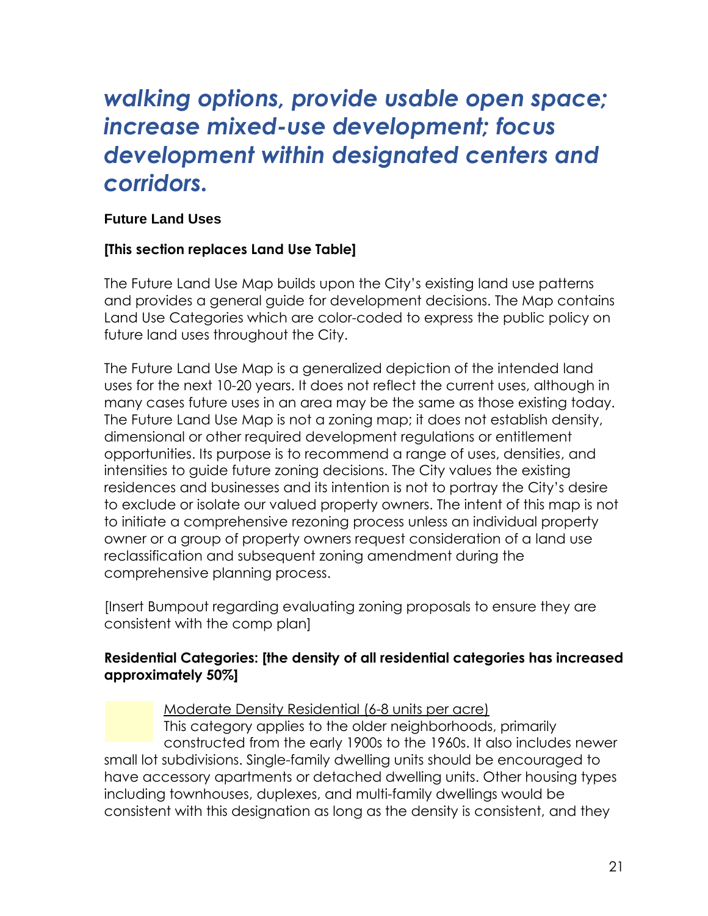## *walking options, provide usable open space; increase mixed-use development; focus development within designated centers and corridors.*

**Future Land Uses**

**[This section replaces Land Use Table]**

The Future Land Use Map builds upon the City's existing land use patterns and provides a general guide for development decisions. The Map contains Land Use Categories which are color-coded to express the public policy on future land uses throughout the City.

The Future Land Use Map is a generalized depiction of the intended land uses for the next 10-20 years. It does not reflect the current uses, although in many cases future uses in an area may be the same as those existing today. The Future Land Use Map is not a zoning map; it does not establish density, dimensional or other required development regulations or entitlement opportunities. Its purpose is to recommend a range of uses, densities, and intensities to guide future zoning decisions. The City values the existing residences and businesses and its intention is not to portray the City's desire to exclude or isolate our valued property owners. The intent of this map is not to initiate a comprehensive rezoning process unless an individual property owner or a group of property owners request consideration of a land use reclassification and subsequent zoning amendment during the comprehensive planning process.

[Insert Bumpout regarding evaluating zoning proposals to ensure they are consistent with the comp plan]

**Residential Categories: [the density of all residential categories has increased approximately 50%]**

<u>Moderate Density Residential (6-8 units per acre)</u>
This category applies to the older neighborhoods, primarily constructed from the early 1900s to the 1960s. It also includes newer small lot subdivisions. Single-family dwelling units should be encouraged to have accessory apartments or detached dwelling units. Other housing types including townhouses, duplexes, and multi-family dwellings would be consistent with this designation as long as the density is consistent, and they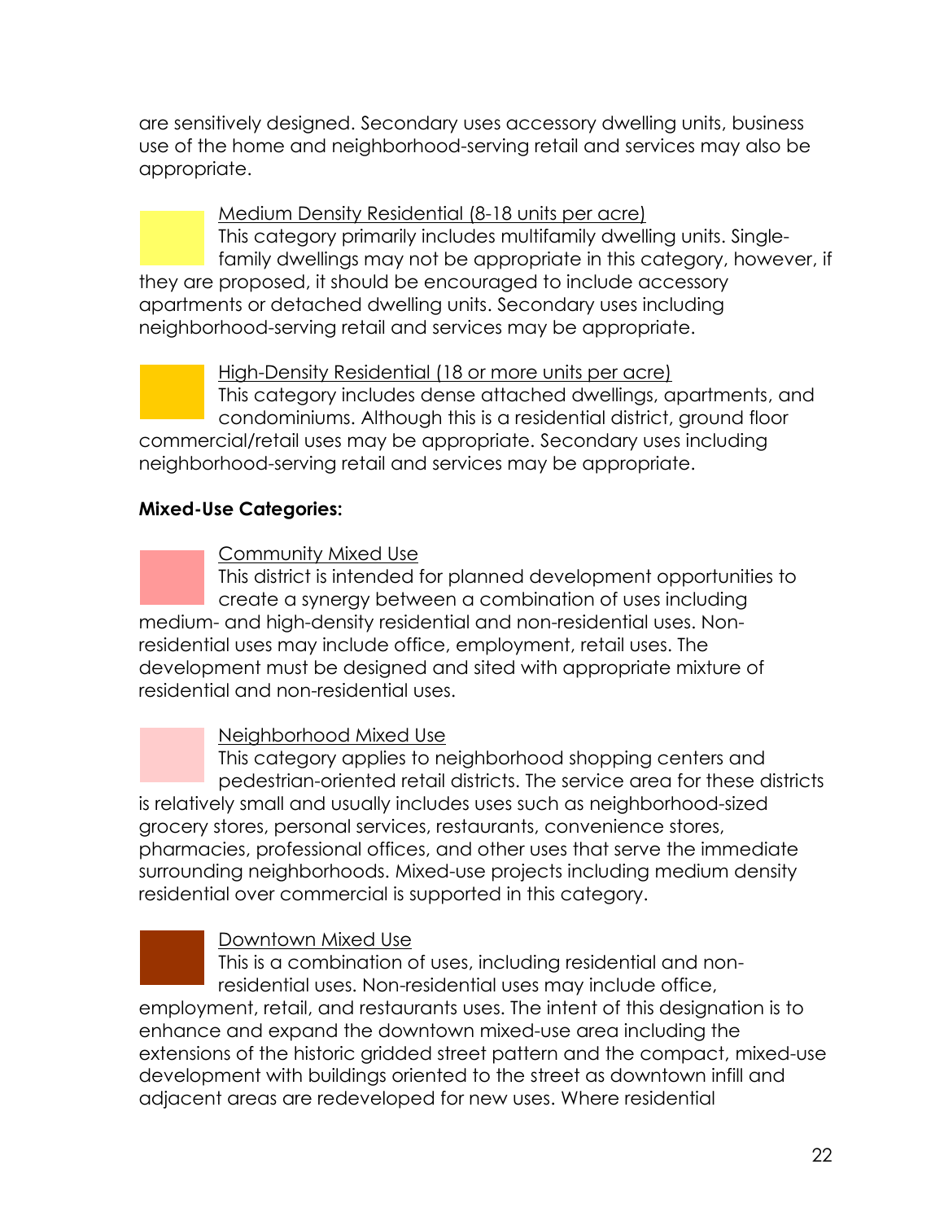are sensitively designed. Secondary uses accessory dwelling units, business use of the home and neighborhood-serving retail and services may also be appropriate.

Medium Density Residential (8-18 units per acre)

This category primarily includes multifamily dwelling units. Single-family dwellings may not be appropriate in this category, however, if they are proposed, it should be encouraged to include accessory apartments or detached dwelling units. Secondary uses including neighborhood-serving retail and services may be appropriate.

High-Density Residential (18 or more units per acre)

This category includes dense attached dwellings, apartments, and condominiums. Although this is a residential district, ground floor commercial/retail uses may be appropriate. Secondary uses including neighborhood-serving retail and services may be appropriate.

**Mixed-Use Categories:**

Community Mixed Use

This district is intended for planned development opportunities to create a synergy between a combination of uses including medium- and high-density residential and non-residential uses. Non-residential uses may include office, employment, retail uses. The development must be designed and sited with appropriate mixture of residential and non-residential uses.

Neighborhood Mixed Use

This category applies to neighborhood shopping centers and pedestrian-oriented retail districts. The service area for these districts is relatively small and usually includes uses such as neighborhood-sized grocery stores, personal services, restaurants, convenience stores, pharmacies, professional offices, and other uses that serve the immediate surrounding neighborhoods. Mixed-use projects including medium density residential over commercial is supported in this category.

Downtown Mixed Use

This is a combination of uses, including residential and non-residential uses. Non-residential uses may include office, employment, retail, and restaurants uses. The intent of this designation is to enhance and expand the downtown mixed-use area including the extensions of the historic gridded street pattern and the compact, mixed-use development with buildings oriented to the street as downtown infill and adjacent areas are redeveloped for new uses. Where residential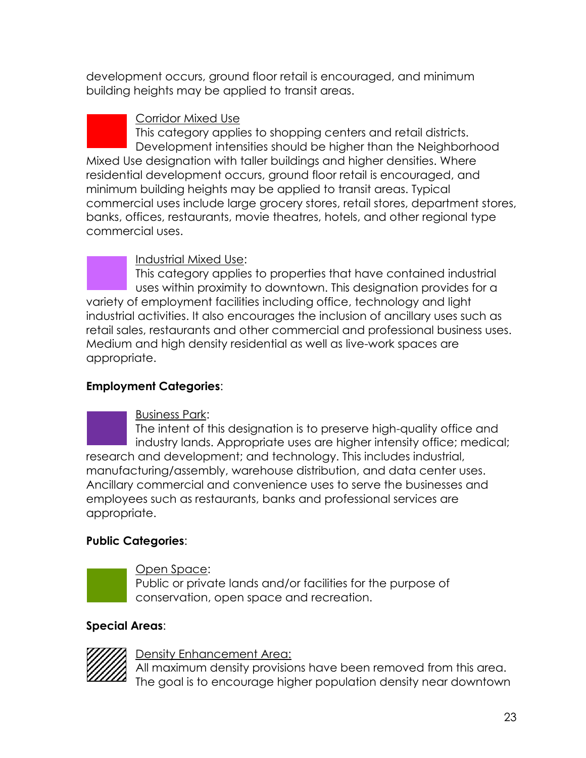development occurs, ground floor retail is encouraged, and minimum building heights may be applied to transit areas.

Corridor Mixed Use
This category applies to shopping centers and retail districts. Development intensities should be higher than the Neighborhood Mixed Use designation with taller buildings and higher densities. Where residential development occurs, ground floor retail is encouraged, and minimum building heights may be applied to transit areas. Typical commercial uses include large grocery stores, retail stores, department stores, banks, offices, restaurants, movie theatres, hotels, and other regional type commercial uses.

Industrial Mixed Use:
This category applies to properties that have contained industrial uses within proximity to downtown. This designation provides for a variety of employment facilities including office, technology and light industrial activities. It also encourages the inclusion of ancillary uses such as retail sales, restaurants and other commercial and professional business uses. Medium and high density residential as well as live-work spaces are appropriate.

**Employment Categories**:

Business Park:
The intent of this designation is to preserve high-quality office and industry lands. Appropriate uses are higher intensity office; medical; research and development; and technology. This includes industrial, manufacturing/assembly, warehouse distribution, and data center uses. Ancillary commercial and convenience uses to serve the businesses and employees such as restaurants, banks and professional services are appropriate.

**Public Categories**:

Open Space:
Public or private lands and/or facilities for the purpose of conservation, open space and recreation.

**Special Areas**:

Density Enhancement Area:
All maximum density provisions have been removed from this area. The goal is to encourage higher population density near downtown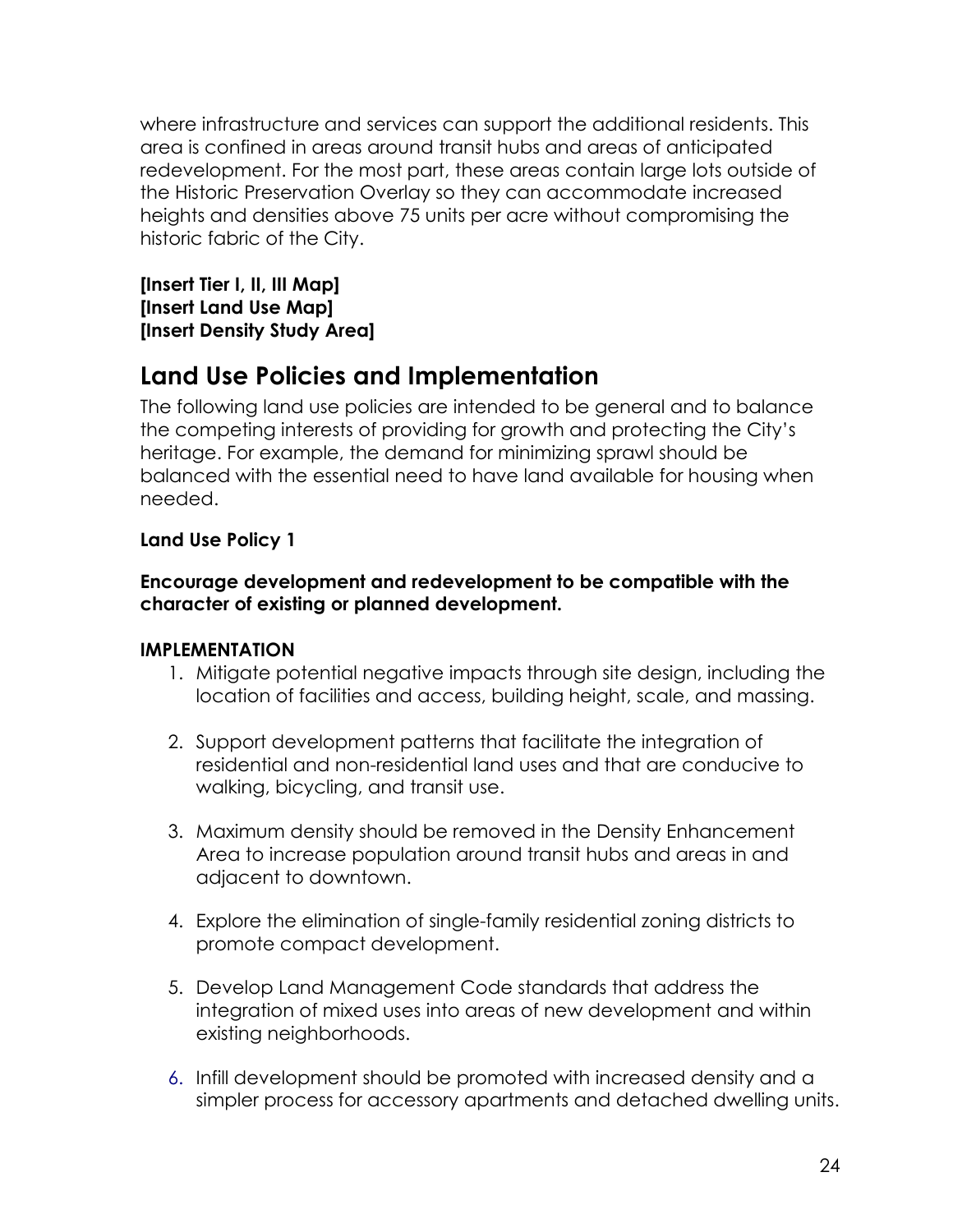where infrastructure and services can support the additional residents. This area is confined in areas around transit hubs and areas of anticipated redevelopment. For the most part, these areas contain large lots outside of the Historic Preservation Overlay so they can accommodate increased heights and densities above 75 units per acre without compromising the historic fabric of the City.

**[Insert Tier I, II, III Map]**
**[Insert Land Use Map]**
**[Insert Density Study Area]**

## Land Use Policies and Implementation

The following land use policies are intended to be general and to balance the competing interests of providing for growth and protecting the City's heritage. For example, the demand for minimizing sprawl should be balanced with the essential need to have land available for housing when needed.

**Land Use Policy 1**

**Encourage development and redevelopment to be compatible with the character of existing or planned development.**

**IMPLEMENTATION**

1. Mitigate potential negative impacts through site design, including the location of facilities and access, building height, scale, and massing.

2. Support development patterns that facilitate the integration of residential and non-residential land uses and that are conducive to walking, bicycling, and transit use.

3. Maximum density should be removed in the Density Enhancement Area to increase population around transit hubs and areas in and adjacent to downtown.

4. Explore the elimination of single-family residential zoning districts to promote compact development.

5. Develop Land Management Code standards that address the integration of mixed uses into areas of new development and within existing neighborhoods.

6. Infill development should be promoted with increased density and a simpler process for accessory apartments and detached dwelling units.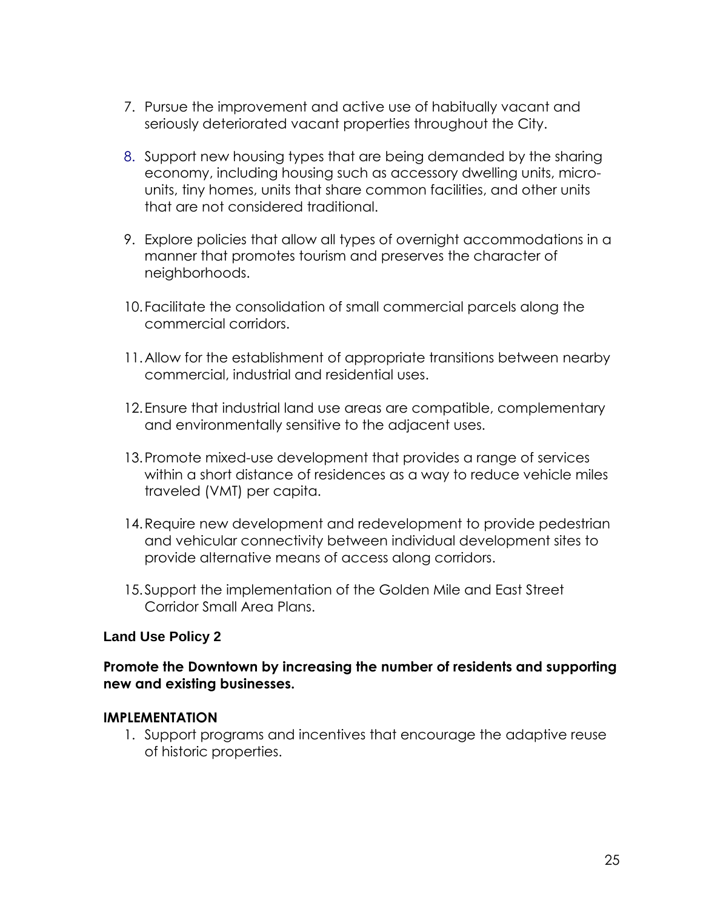7. Pursue the improvement and active use of habitually vacant and seriously deteriorated vacant properties throughout the City.

8. Support new housing types that are being demanded by the sharing economy, including housing such as accessory dwelling units, micro-units, tiny homes, units that share common facilities, and other units that are not considered traditional.

9. Explore policies that allow all types of overnight accommodations in a manner that promotes tourism and preserves the character of neighborhoods.

10. Facilitate the consolidation of small commercial parcels along the commercial corridors.

11. Allow for the establishment of appropriate transitions between nearby commercial, industrial and residential uses.

12. Ensure that industrial land use areas are compatible, complementary and environmentally sensitive to the adjacent uses.

13. Promote mixed-use development that provides a range of services within a short distance of residences as a way to reduce vehicle miles traveled (VMT) per capita.

14. Require new development and redevelopment to provide pedestrian and vehicular connectivity between individual development sites to provide alternative means of access along corridors.

15. Support the implementation of the Golden Mile and East Street Corridor Small Area Plans.

### Land Use Policy 2

**Promote the Downtown by increasing the number of residents and supporting new and existing businesses.**

**IMPLEMENTATION**

1. Support programs and incentives that encourage the adaptive reuse of historic properties.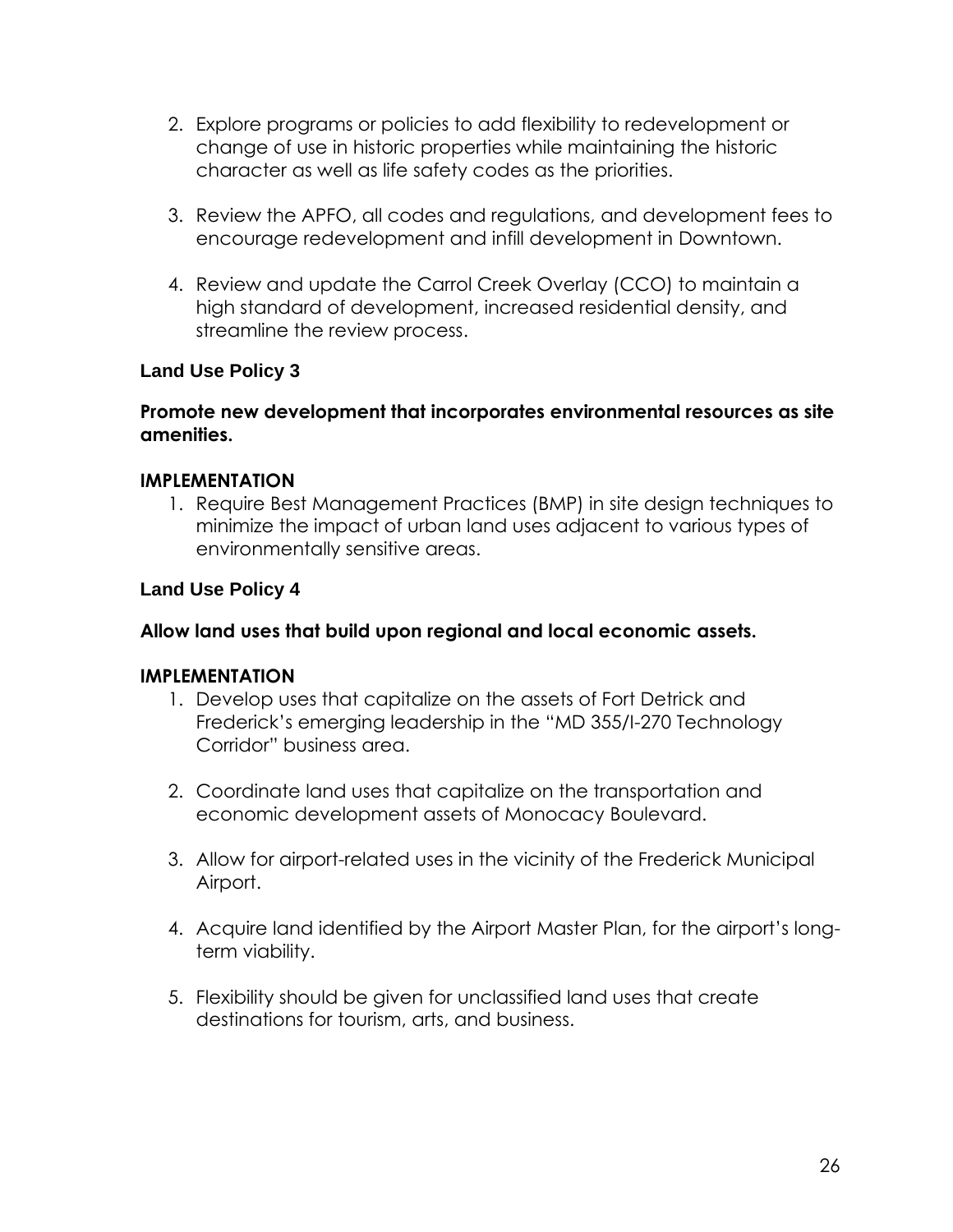2. Explore programs or policies to add flexibility to redevelopment or change of use in historic properties while maintaining the historic character as well as life safety codes as the priorities.

3. Review the APFO, all codes and regulations, and development fees to encourage redevelopment and infill development in Downtown.

4. Review and update the Carrol Creek Overlay (CCO) to maintain a high standard of development, increased residential density, and streamline the review process.

### Land Use Policy 3

**Promote new development that incorporates environmental resources as site amenities.**

**IMPLEMENTATION**

1. Require Best Management Practices (BMP) in site design techniques to minimize the impact of urban land uses adjacent to various types of environmentally sensitive areas.

### Land Use Policy 4

**Allow land uses that build upon regional and local economic assets.**

**IMPLEMENTATION**

1. Develop uses that capitalize on the assets of Fort Detrick and Frederick's emerging leadership in the "MD 355/I-270 Technology Corridor" business area.

2. Coordinate land uses that capitalize on the transportation and economic development assets of Monocacy Boulevard.

3. Allow for airport-related uses in the vicinity of the Frederick Municipal Airport.

4. Acquire land identified by the Airport Master Plan, for the airport's long-term viability.

5. Flexibility should be given for unclassified land uses that create destinations for tourism, arts, and business.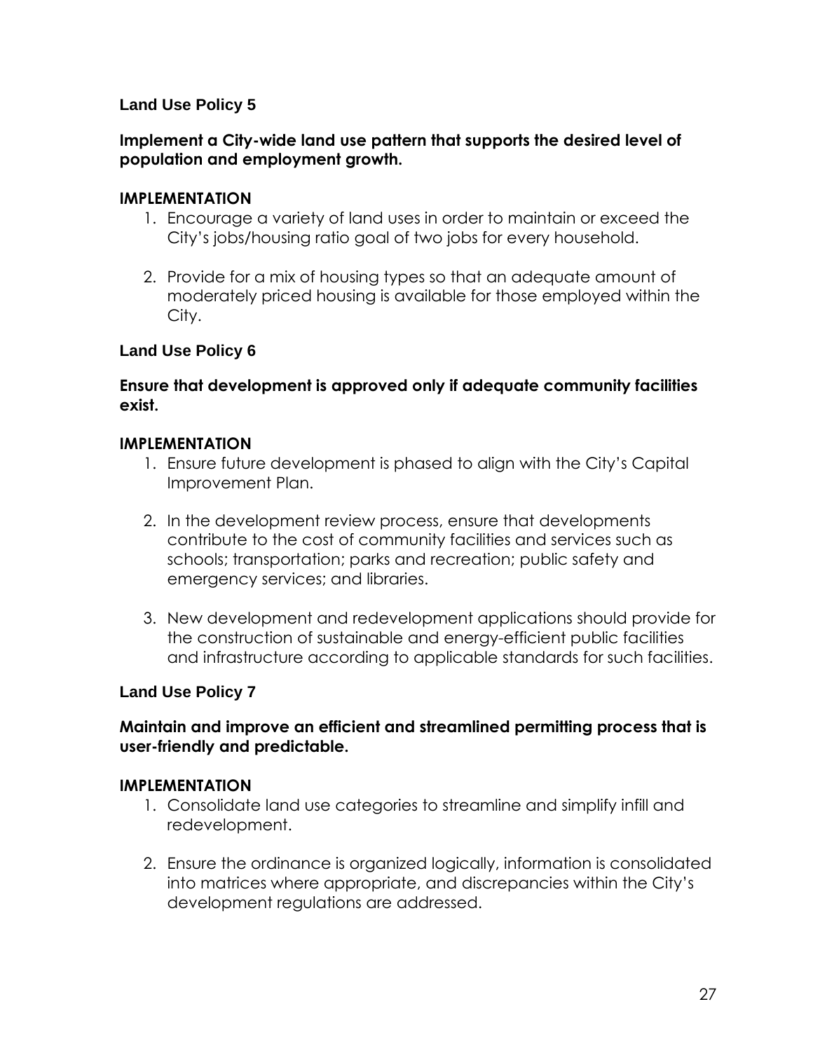### Land Use Policy 5

**Implement a City-wide land use pattern that supports the desired level of population and employment growth.**

**IMPLEMENTATION**

1. Encourage a variety of land uses in order to maintain or exceed the City's jobs/housing ratio goal of two jobs for every household.

2. Provide for a mix of housing types so that an adequate amount of moderately priced housing is available for those employed within the City.

### Land Use Policy 6

**Ensure that development is approved only if adequate community facilities exist.**

**IMPLEMENTATION**

1. Ensure future development is phased to align with the City's Capital Improvement Plan.

2. In the development review process, ensure that developments contribute to the cost of community facilities and services such as schools; transportation; parks and recreation; public safety and emergency services; and libraries.

3. New development and redevelopment applications should provide for the construction of sustainable and energy-efficient public facilities and infrastructure according to applicable standards for such facilities.

### Land Use Policy 7

**Maintain and improve an efficient and streamlined permitting process that is user-friendly and predictable.**

**IMPLEMENTATION**

1. Consolidate land use categories to streamline and simplify infill and redevelopment.

2. Ensure the ordinance is organized logically, information is consolidated into matrices where appropriate, and discrepancies within the City's development regulations are addressed.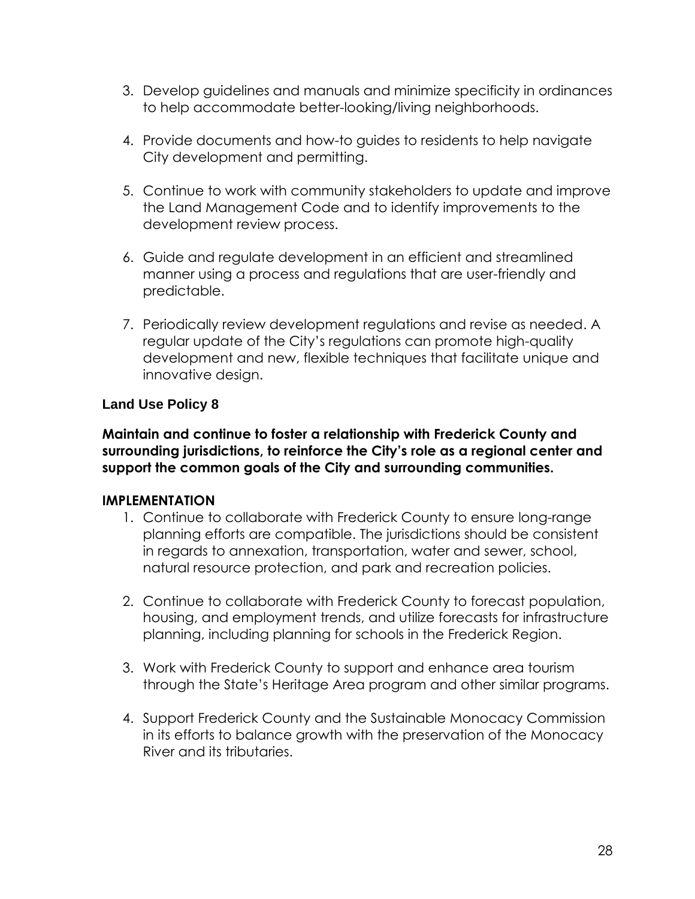3. Develop guidelines and manuals and minimize specificity in ordinances to help accommodate better-looking/living neighborhoods.

4. Provide documents and how-to guides to residents to help navigate City development and permitting.

5. Continue to work with community stakeholders to update and improve the Land Management Code and to identify improvements to the development review process.

6. Guide and regulate development in an efficient and streamlined manner using a process and regulations that are user-friendly and predictable.

7. Periodically review development regulations and revise as needed. A regular update of the City's regulations can promote high-quality development and new, flexible techniques that facilitate unique and innovative design.

### Land Use Policy 8

**Maintain and continue to foster a relationship with Frederick County and surrounding jurisdictions, to reinforce the City's role as a regional center and support the common goals of the City and surrounding communities.**

**IMPLEMENTATION**

1. Continue to collaborate with Frederick County to ensure long-range planning efforts are compatible. The jurisdictions should be consistent in regards to annexation, transportation, water and sewer, school, natural resource protection, and park and recreation policies.

2. Continue to collaborate with Frederick County to forecast population, housing, and employment trends, and utilize forecasts for infrastructure planning, including planning for schools in the Frederick Region.

3. Work with Frederick County to support and enhance area tourism through the State's Heritage Area program and other similar programs.

4. Support Frederick County and the Sustainable Monocacy Commission in its efforts to balance growth with the preservation of the Monocacy River and its tributaries.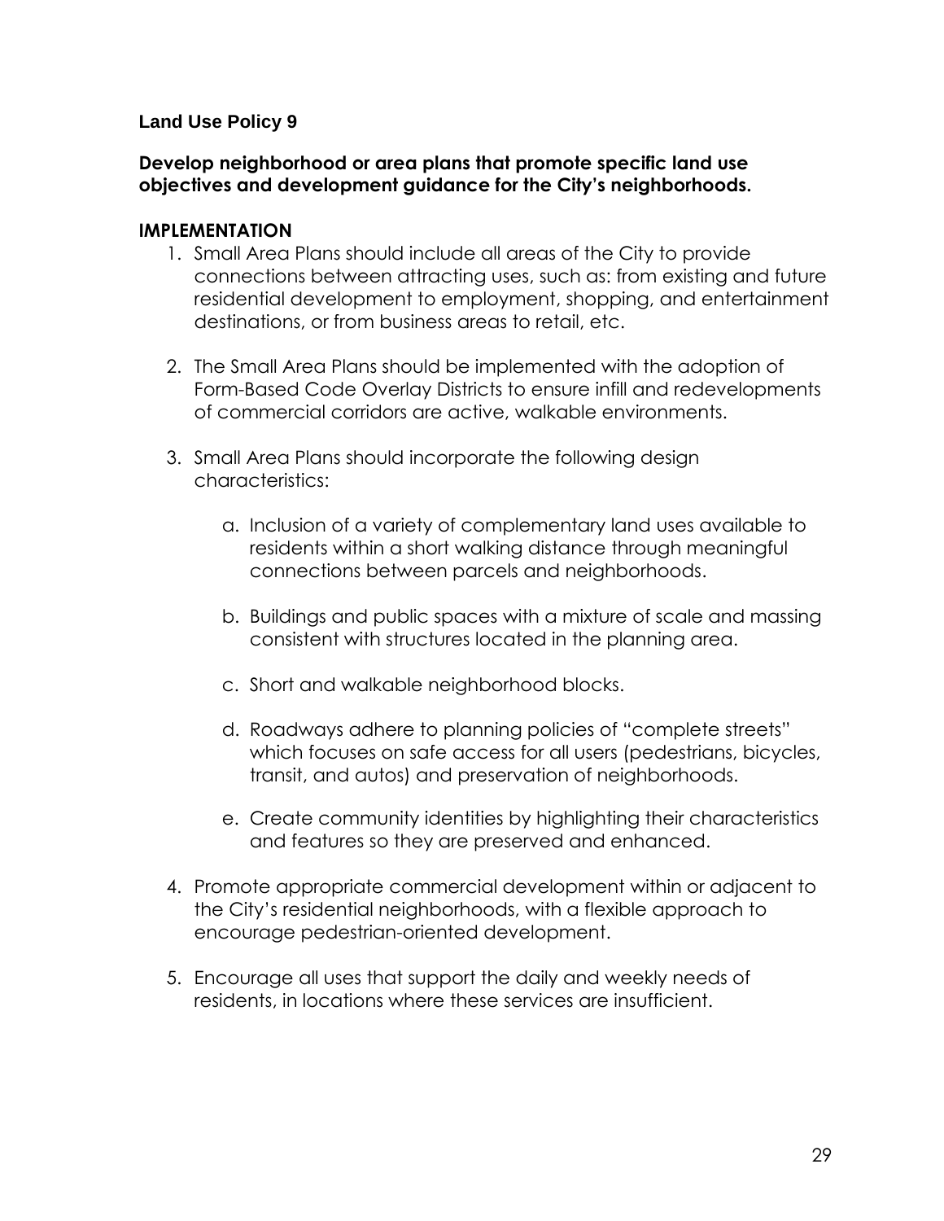## Land Use Policy 9

**Develop neighborhood or area plans that promote specific land use objectives and development guidance for the City's neighborhoods.**

**IMPLEMENTATION**

1. Small Area Plans should include all areas of the City to provide connections between attracting uses, such as: from existing and future residential development to employment, shopping, and entertainment destinations, or from business areas to retail, etc.

2. The Small Area Plans should be implemented with the adoption of Form-Based Code Overlay Districts to ensure infill and redevelopments of commercial corridors are active, walkable environments.

3. Small Area Plans should incorporate the following design characteristics:

    a. Inclusion of a variety of complementary land uses available to residents within a short walking distance through meaningful connections between parcels and neighborhoods.

    b. Buildings and public spaces with a mixture of scale and massing consistent with structures located in the planning area.

    c. Short and walkable neighborhood blocks.

    d. Roadways adhere to planning policies of "complete streets" which focuses on safe access for all users (pedestrians, bicycles, transit, and autos) and preservation of neighborhoods.

    e. Create community identities by highlighting their characteristics and features so they are preserved and enhanced.

4. Promote appropriate commercial development within or adjacent to the City's residential neighborhoods, with a flexible approach to encourage pedestrian-oriented development.

5. Encourage all uses that support the daily and weekly needs of residents, in locations where these services are insufficient.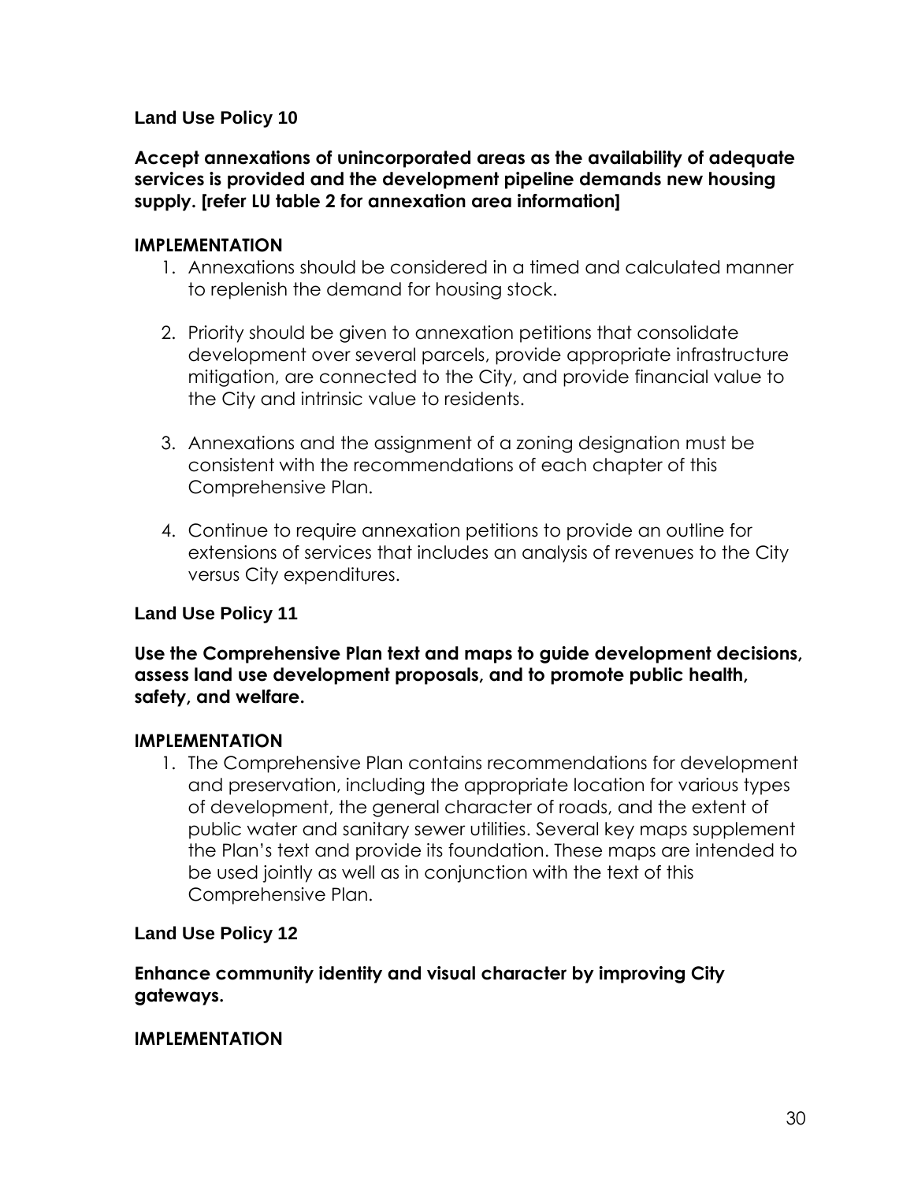### Land Use Policy 10

**Accept annexations of unincorporated areas as the availability of adequate services is provided and the development pipeline demands new housing supply. [refer LU table 2 for annexation area information]**

**IMPLEMENTATION**

1. Annexations should be considered in a timed and calculated manner to replenish the demand for housing stock.

2. Priority should be given to annexation petitions that consolidate development over several parcels, provide appropriate infrastructure mitigation, are connected to the City, and provide financial value to the City and intrinsic value to residents.

3. Annexations and the assignment of a zoning designation must be consistent with the recommendations of each chapter of this Comprehensive Plan.

4. Continue to require annexation petitions to provide an outline for extensions of services that includes an analysis of revenues to the City versus City expenditures.

### Land Use Policy 11

**Use the Comprehensive Plan text and maps to guide development decisions, assess land use development proposals, and to promote public health, safety, and welfare.**

**IMPLEMENTATION**

1. The Comprehensive Plan contains recommendations for development and preservation, including the appropriate location for various types of development, the general character of roads, and the extent of public water and sanitary sewer utilities. Several key maps supplement the Plan's text and provide its foundation. These maps are intended to be used jointly as well as in conjunction with the text of this Comprehensive Plan.

### Land Use Policy 12

**Enhance community identity and visual character by improving City gateways.**

**IMPLEMENTATION**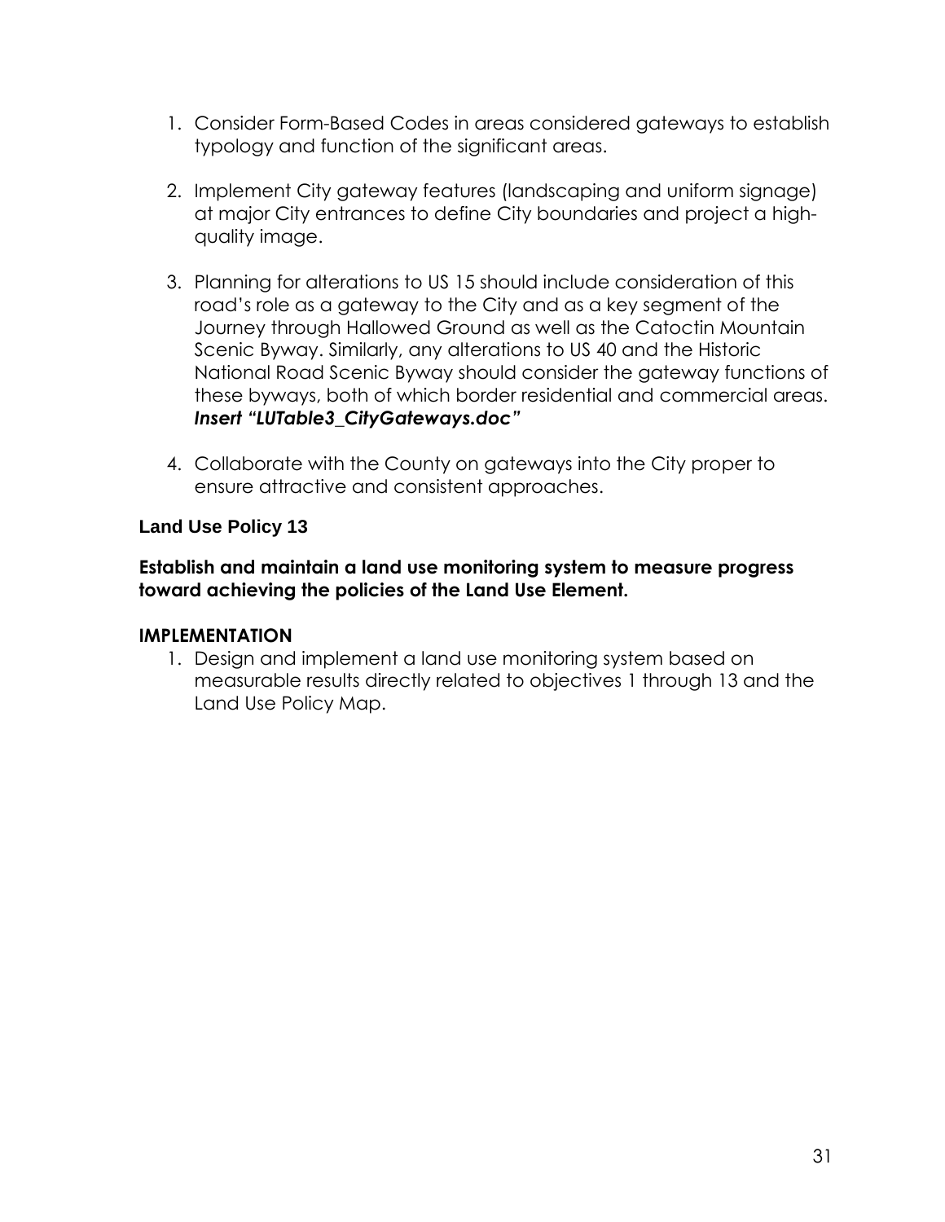1. Consider Form-Based Codes in areas considered gateways to establish typology and function of the significant areas.

2. Implement City gateway features (landscaping and uniform signage) at major City entrances to define City boundaries and project a high-quality image.

3. Planning for alterations to US 15 should include consideration of this road's role as a gateway to the City and as a key segment of the Journey through Hallowed Ground as well as the Catoctin Mountain Scenic Byway. Similarly, any alterations to US 40 and the Historic National Road Scenic Byway should consider the gateway functions of these byways, both of which border residential and commercial areas. ***Insert "LUTable3_CityGateways.doc"***

4. Collaborate with the County on gateways into the City proper to ensure attractive and consistent approaches.

### Land Use Policy 13

**Establish and maintain a land use monitoring system to measure progress toward achieving the policies of the Land Use Element.**

**IMPLEMENTATION**

1. Design and implement a land use monitoring system based on measurable results directly related to objectives 1 through 13 and the Land Use Policy Map.